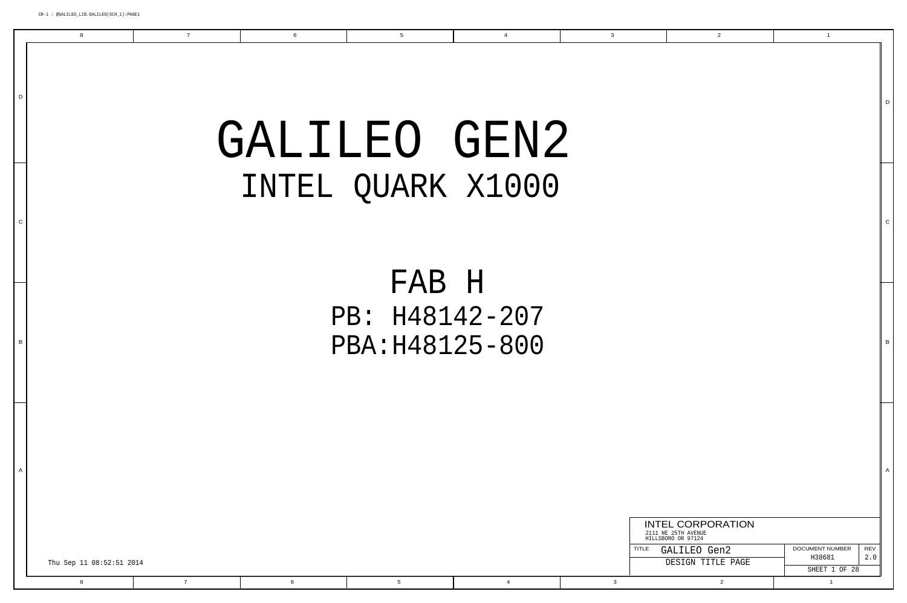# GALILEO GEN2

## INTEL QUARK X1000

## FAB H

PB: H48142-207

PBA:H48125-800

Thu Sep 11 08:52:51 2014

INTEL CORPORATION
2111 NE 25TH AVENUE
HILLSBORO OR 97124

| TITLE | DOCUMENT NUMBER | REV |
|---|---|---|
| GALILEO Gen2 | H38681 | 2.0 |
| DESIGN TITLE PAGE | SHEET 1 OF 28 | |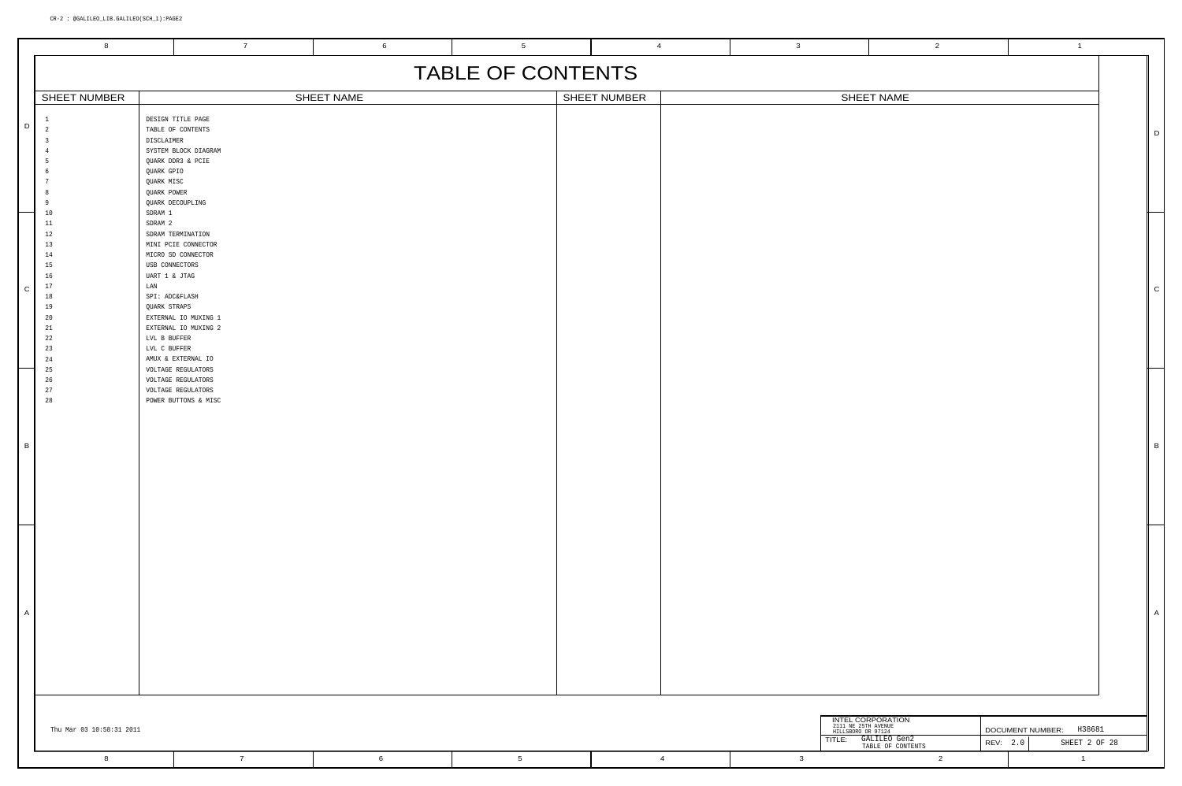# TABLE OF CONTENTS

| SHEET NUMBER | SHEET NAME | SHEET NUMBER | SHEET NAME |
| --- | --- | --- | --- |
| 1 | DESIGN TITLE PAGE | | |
| 2 | TABLE OF CONTENTS | | |
| 3 | DISCLAIMER | | |
| 4 | SYSTEM BLOCK DIAGRAM | | |
| 5 | QUARK DDR3 & PCIE | | |
| 6 | QUARK GPIO | | |
| 7 | QUARK MISC | | |
| 8 | QUARK POWER | | |
| 9 | QUARK DECOUPLING | | |
| 10 | SDRAM 1 | | |
| 11 | SDRAM 2 | | |
| 12 | SDRAM TERMINATION | | |
| 13 | MINI PCIE CONNECTOR | | |
| 14 | MICRO SD CONNECTOR | | |
| 15 | USB CONNECTORS | | |
| 16 | UART 1 & JTAG | | |
| 17 | LAN | | |
| 18 | SPI: ADC&FLASH | | |
| 19 | QUARK STRAPS | | |
| 20 | EXTERNAL IO MUXING 1 | | |
| 21 | EXTERNAL IO MUXING 2 | | |
| 22 | LVL B BUFFER | | |
| 23 | LVL C BUFFER | | |
| 24 | AMUX & EXTERNAL IO | | |
| 25 | VOLTAGE REGULATORS | | |
| 26 | VOLTAGE REGULATORS | | |
| 27 | VOLTAGE REGULATORS | | |
| 28 | POWER BUTTONS & MISC | | |

Thu Mar 03 10:58:31 2011

INTEL CORPORATION
2111 NE 25TH AVENUE
HILLSBORO OR 97124

TITLE: GALILEO Gen2
TABLE OF CONTENTS

DOCUMENT NUMBER: H38681

REV: 2.0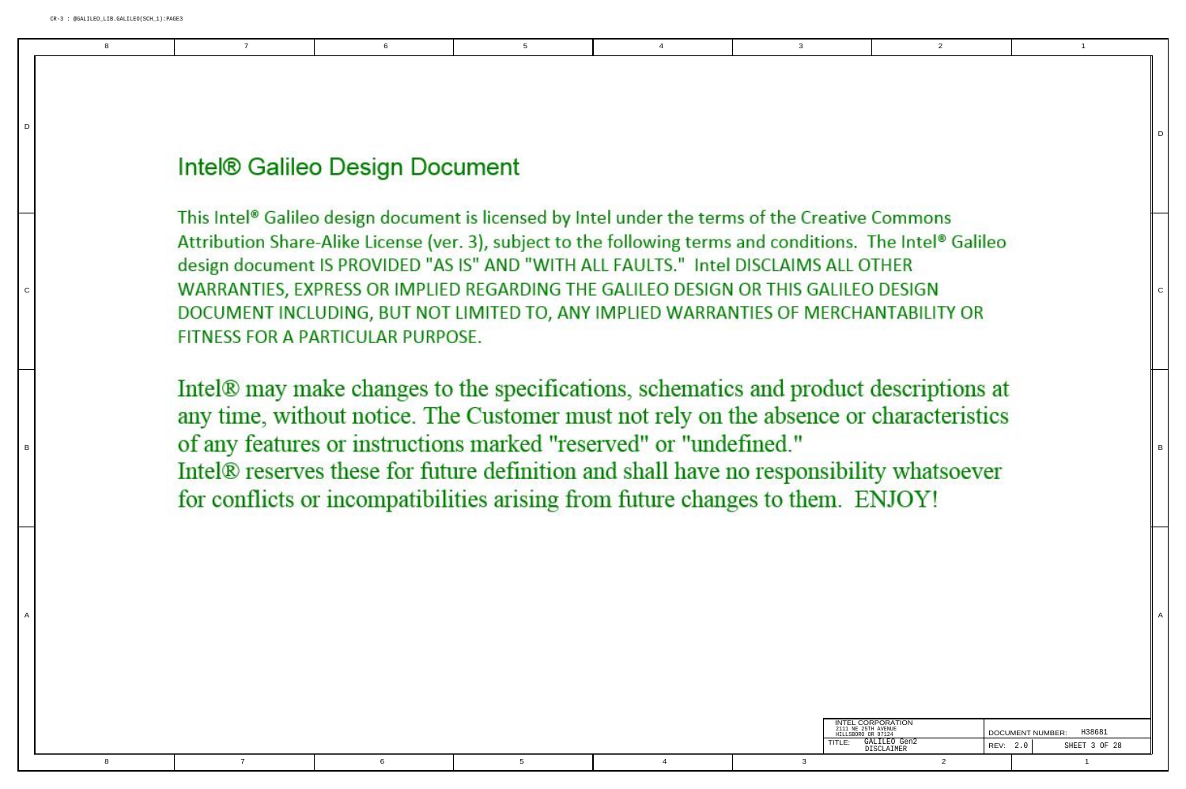# Intel® Galileo Design Document

This Intel® Galileo design document is licensed by Intel under the terms of the Creative Commons Attribution Share-Alike License (ver. 3), subject to the following terms and conditions. The Intel® Galileo design document IS PROVIDED "AS IS" AND "WITH ALL FAULTS." Intel DISCLAIMS ALL OTHER WARRANTIES, EXPRESS OR IMPLIED REGARDING THE GALILEO DESIGN OR THIS GALILEO DESIGN DOCUMENT INCLUDING, BUT NOT LIMITED TO, ANY IMPLIED WARRANTIES OF MERCHANTABILITY OR FITNESS FOR A PARTICULAR PURPOSE.

Intel® may make changes to the specifications, schematics and product descriptions at any time, without notice. The Customer must not rely on the absence or characteristics of any features or instructions marked "reserved" or "undefined."
Intel® reserves these for future definition and shall have no responsibility whatsoever for conflicts or incompatibilities arising from future changes to them. ENJOY!

| INTEL CORPORATION<br>2111 NE 25TH AVENUE<br>HILLSBORO OR 97124 | DOCUMENT NUMBER: H38681 |
|---|---|
| TITLE: GALILEO Gen2 DISCLAIMER | REV: 2.0 |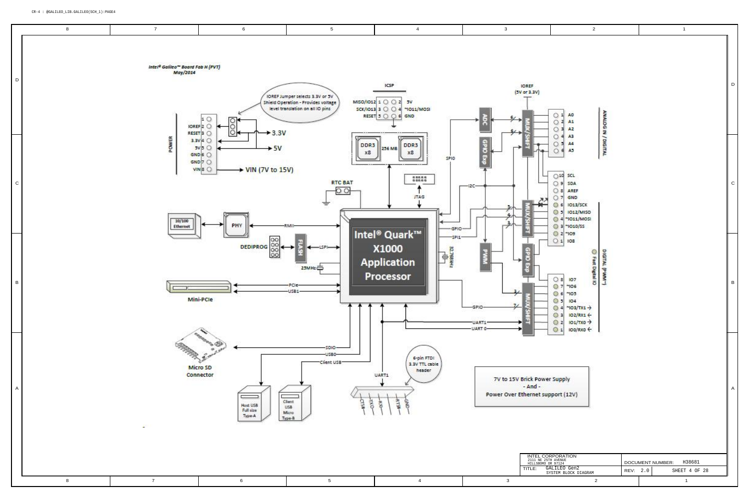Intel® Galileo™ Board Fab H (PVT)
May/2014

IOREF Jumper selects 3.3V or 5V Shield Operation - Provides voltage level translation on all IO pins

POWER

| Pin | Signal |
|---|---|
| 1 | |
| 2 | IOREF |
| 3 | RESET |
| 4 | 3.3V |
| 5 | 5V |
| 6 | GND |
| 7 | GND |
| 8 | VIN |

3.3V

5V

VIN (7V to 15V)

ICSP

| Signal | Pin | Pin | Signal |
|---|---|---|---|
| MISO/IO12 | 1 | 2 | 5V |
| SCK/IO13 | 3 | 4 | ~IO11/MOSI |
| RESET | 5 | 6 | GND |

DDR3 x8 — 256 MB — DDR3 x8

JTAG

RTC BAT

10/100 Ethernet — PHY — RMII

DEDIPROG — FLASH — LSPI

25MHz

32.768kHz

Intel® Quark™ X1000 Application Processor

Mini-PCIe — PCIe, USB1

Micro SD Connector — SDIO

Host USB Full size Type-A — USB0

Client USB Micro Type-B — Client USB

6-pin FTDI 3.3V TTL cable header — UART1

CTS, TX, RX, RTS, GND

SPI0, I2C, GPIO, SPI1, GPIO, UART1, UART 0

ADC, GPIO Exp, PWM, GPIO Exp, MUX/SHIFT

IOREF (5V or 3.3V)

ANALOG IN / DIGITAL

| Pin | Signal |
|---|---|
| 1 | A0 |
| 2 | A1 |
| 3 | A2 |
| 4 | A3 |
| 5 | A4 |
| 6 | A5 |

| Pin | Signal |
|---|---|
| 10 | SCL |
| 9 | SDA |
| 8 | AREF |
| 7 | GND |
| 6 | IO13/SCK |
| 5 | IO12/MISO |
| 4 | ~IO11/MOSI |
| 3 | ~IO10/SS |
| 2 | ~IO9 |
| 1 | IO8 |

DIGITAL (PWM~)

Fast Digital IO

| Pin | Signal |
|---|---|
| 8 | IO7 |
| 7 | ~IO6 |
| 6 | ~IO5 |
| 5 | IO4 |
| 4 | ~IO3/TX1 |
| 3 | IO2/RX1 |
| 2 | IO1/TX0 |
| 1 | IO0/RX0 |

7V to 15V Brick Power Supply
- And -
Power Over Ethernet support (12V)

INTEL CORPORATION
2111 NE 25TH AVENUE
HILLSBORO OR 97124

TITLE: GALILEO Gen2 SYSTEM BLOCK DIAGRAM

DOCUMENT NUMBER: H38681

REV: 2.0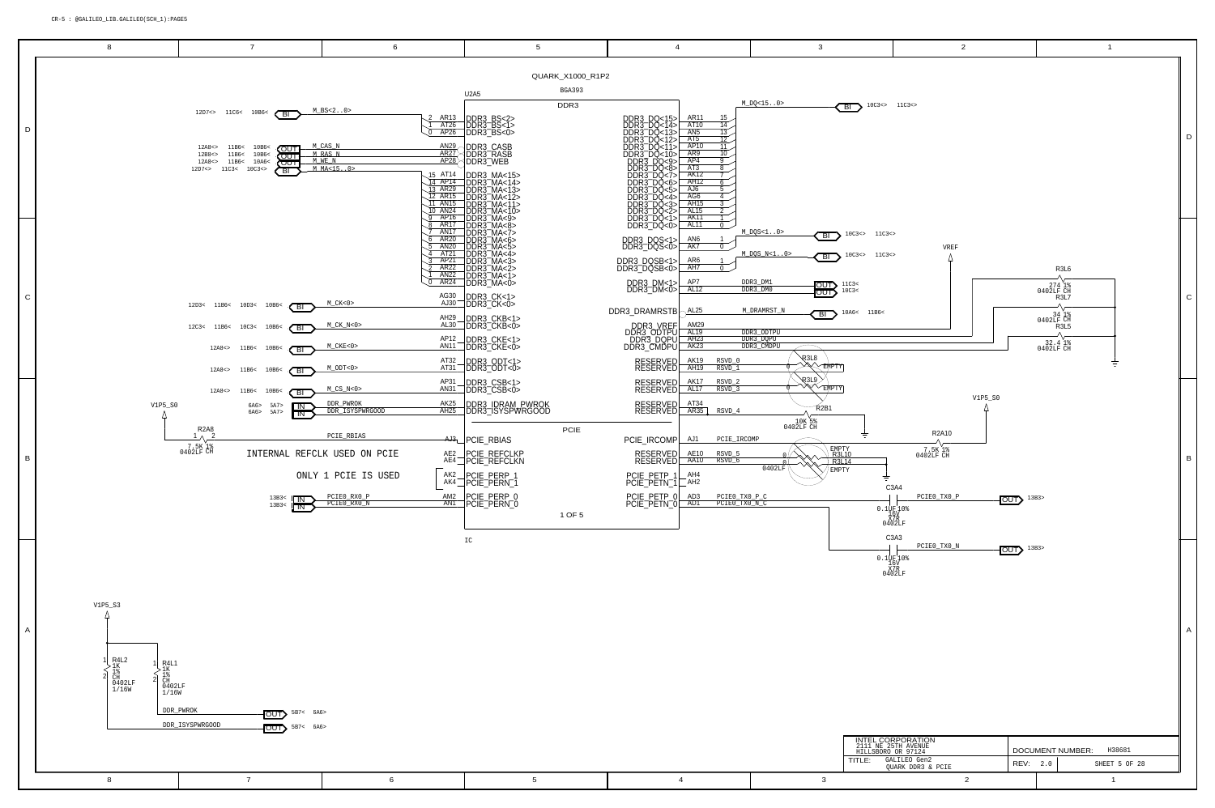CR-5 : @GALILEO_LIB.GALILEO(SCH_1):PAGE5

## QUARK_X1000_R1P2

BGA393

U2A5

### DDR3

| Signal (net) | Pin | Function |
|---|---|---|
| M_BS<2..0> | 2 AR13 | DDR3_BS<2> |
| | 1 AT26 | DDR3_BS<1> |
| | 0 AP26 | DDR3_BS<0> |
| M_CAS_N | AN29 | DDR3_CASB |
| M_RAS_N | AR27 | DDR3_RASB |
| M_WE_N | AP28 | DDR3_WEB |
| M_MA<15..0> | 15 AT14 | DDR3_MA<15> |
| | 14 AP14 | DDR3_MA<14> |
| | 13 AR29 | DDR3_MA<13> |
| | 12 AR15 | DDR3_MA<12> |
| | 11 AN15 | DDR3_MA<11> |
| | 10 AN24 | DDR3_MA<10> |
| | 9 AP16 | DDR3_MA<9> |
| | 8 AR17 | DDR3_MA<8> |
| | 7 AN17 | DDR3_MA<7> |
| | 6 AR20 | DDR3_MA<6> |
| | 5 AN20 | DDR3_MA<5> |
| | 4 AT21 | DDR3_MA<4> |
| | 3 AP21 | DDR3_MA<3> |
| | 2 AR22 | DDR3_MA<2> |
| | 1 AN22 | DDR3_MA<1> |
| | 0 AR24 | DDR3_MA<0> |
| | AG30 | DDR3_CK<1> |
| M_CK<0> | AJ30 | DDR3_CK<0> |
| | AH29 | DDR3_CKB<1> |
| M_CK_N<0> | AL30 | DDR3_CKB<0> |
| | AP12 | DDR3_CKE<1> |
| M_CKE<0> | AN11 | DDR3_CKE<0> |
| | AT32 | DDR3_ODT<1> |
| M_ODT<0> | AT31 | DDR3_ODT<0> |
| | AP31 | DDR3_CSB<1> |
| M_CS_N<0> | AN31 | DDR3_CSB<0> |
| DDR_PWROK | AK25 | DDR3_IDRAM_PWROK |
| DDR_ISYSPWRGOOD | AH25 | DDR3_ISYSPWRGOOD |

| Function | Pin | Signal (net) |
|---|---|---|
| DDR3_DQ<15> | AR11 | M_DQ<15..0> 15 |
| DDR3_DQ<14> | AT10 | 14 |
| DDR3_DQ<13> | AN5 | 13 |
| DDR3_DQ<12> | AT5 | 12 |
| DDR3_DQ<11> | AP10 | 11 |
| DDR3_DQ<10> | AR9 | 10 |
| DDR3_DQ<9> | AP4 | 9 |
| DDR3_DQ<8> | AT3 | 8 |
| DDR3_DQ<7> | AK12 | 7 |
| DDR3_DQ<6> | AH12 | 6 |
| DDR3_DQ<5> | AJ6 | 5 |
| DDR3_DQ<4> | AG6 | 4 |
| DDR3_DQ<3> | AH15 | 3 |
| DDR3_DQ<2> | AL15 | 2 |
| DDR3_DQ<1> | AK11 | 1 |
| DDR3_DQ<0> | AL11 | 0 |
| DDR3_DQS<1> | AN6 | M_DQS<1..0> 1 |
| DDR3_DQS<0> | AK7 | 0 |
| DDR3_DQSB<1> | AR6 | M_DQS_N<1..0> 1 |
| DDR3_DQSB<0> | AH7 | 0 |
| DDR3_DM<1> | AP7 | DDR3_DM1 |
| DDR3_DM<0> | AL12 | DDR3_DM0 |
| DDR3_DRAMRSTB | AL25 | M_DRAMRST_N |
| DDR3_VREF | AM29 | VREF |
| DDR3_ODTPU | AL19 | DDR3_ODTPU |
| DDR3_DQPU | AH23 | DDR3_DQPU |
| DDR3_CMDPU | AK23 | DDR3_CMDPU |
| RESERVED | AK19 | RSVD_0 |
| RESERVED | AH19 | RSVD_1 |
| RESERVED | AK17 | RSVD_2 |
| RESERVED | AL17 | RSVD_3 |
| RESERVED | AT34 | |
| RESERVED | AR35 | RSVD_4 |

### PCIE

| Signal (net) | Pin | Function |
|---|---|---|
| PCIE_RBIAS | AJ3 | PCIE_RBIAS |
| | AE2 | PCIE_REFCLKP |
| | AE4 | PCIE_REFCLKN |
| | AK2 | PCIE_PERP_1 |
| | AK4 | PCIE_PERN_1 |
| PCIE0_RX0_P | AM2 | PCIE_PERP_0 |
| PCIE0_RX0_N | AN1 | PCIE_PERN_0 |

| Function | Pin | Signal (net) |
|---|---|---|
| PCIE_IRCOMP | AJ1 | PCIE_IRCOMP |
| RESERVED | AE10 | RSVD_5 |
| RESERVED | AA10 | RSVD_6 |
| PCIE_PETP_1 | AH4 | |
| PCIE_PETN_1 | AH2 | |
| PCIE_PETP_0 | AD3 | PCIE0_TX0_P_C |
| PCIE_PETN_0 | AD1 | PCIE0_TX0_N_C |

1 OF 5

IC

INTERNAL REFCLK USED ON PCIE

ONLY 1 PCIE IS USED

Off-page references:
- M_BS<2..0> (BI): 12D7<> 11C6< 10B6<
- M_CAS_N (OUT): 12A8<> 11B6< 10B6<
- M_RAS_N (OUT): 12B8<> 11B6< 10B6<
- M_WE_N (OUT): 12A8<> 11B6< 10A6<
- M_MA<15..0> (BI): 12D7<> 11C3< 10C3<>
- M_CK<0> (BI): 12D3< 11B6< 10D3< 10B6<
- M_CK_N<0> (BI): 12C3< 11B6< 10C3< 10B6<
- M_CKE<0> (BI): 12A8<> 11B6< 10B6<
- M_ODT<0> (BI): 12A8<> 11B6< 10B6<
- M_CS_N<0> (BI): 12A8<> 11B6< 10B6<
- DDR_PWROK (IN): 6A6> 5A7>
- DDR_ISYSPWRGOOD (IN): 6A6> 5A7>
- PCIE0_RX0_P (IN): 13B3<
- PCIE0_RX0_N (IN): 13B3<
- M_DQ<15..0> (BI): 10C3<> 11C3<>
- M_DQS<1..0> (BI): 10C3<> 11C3<>
- M_DQS_N<1..0> (BI): 10C3<> 11C3<>
- DDR3_DM1 (OUT): 11C3<
- DDR3_DM0 (OUT): 10C3<
- M_DRAMRST_N (BI): 10A6< 11B6<
- PCIE0_TX0_P (OUT): 13B3>
- PCIE0_TX0_N (OUT): 13B3>

Components:
- R2A8: 7.5K 1% 0402LF CH (V1P5_S0 to PCIE_RBIAS)
- R3L6: 274 1% 0402LF CH (DDR3_ODTPU)
- R3L7: 34 1% 0402LF CH (DDR3_DQPU)
- R3L5: 32.4 1% 0402LF CH (DDR3_CMDPU)
- R3L8: 0, EMPTY (RSVD_0 / RSVD_1)
- R3L9: 0, EMPTY (RSVD_2 / RSVD_3)
- R2B1: 10K 5% 0402LF CH (RSVD_4)
- R2A10: 7.5K 1% 0402LF CH (V1P5_S0 to PCIE_IRCOMP)
- R3L10: 0, EMPTY; R3L14: 0, EMPTY, 0402LF (RSVD_5 / RSVD_6)
- C3A4: 0.1UF 10% 16V X7R 0402LF (PCIE0_TX0_P_C to PCIE0_TX0_P)
- C3A3: 0.1UF 10% 16V X7R 0402LF (PCIE0_TX0_N_C to PCIE0_TX0_N)
- R4L2: 1K 1% CH 0402LF 1/16W (V1P5_S3 pull-up, DDR_ISYSPWRGOOD)
- R4L1: 1K 1% CH 0402LF 1/16W (V1P5_S3 pull-up, DDR_PWROK)

V1P5_S3: DDR_PWROK (OUT) 5B7< 6A6>; DDR_ISYSPWRGOOD (OUT) 5B7< 6A6>

INTEL CORPORATION
2111 NE 25TH AVENUE
HILLSBORO OR 97124

TITLE: GALILEO Gen2 QUARK DDR3 & PCIE

DOCUMENT NUMBER: H38681

REV: 2.0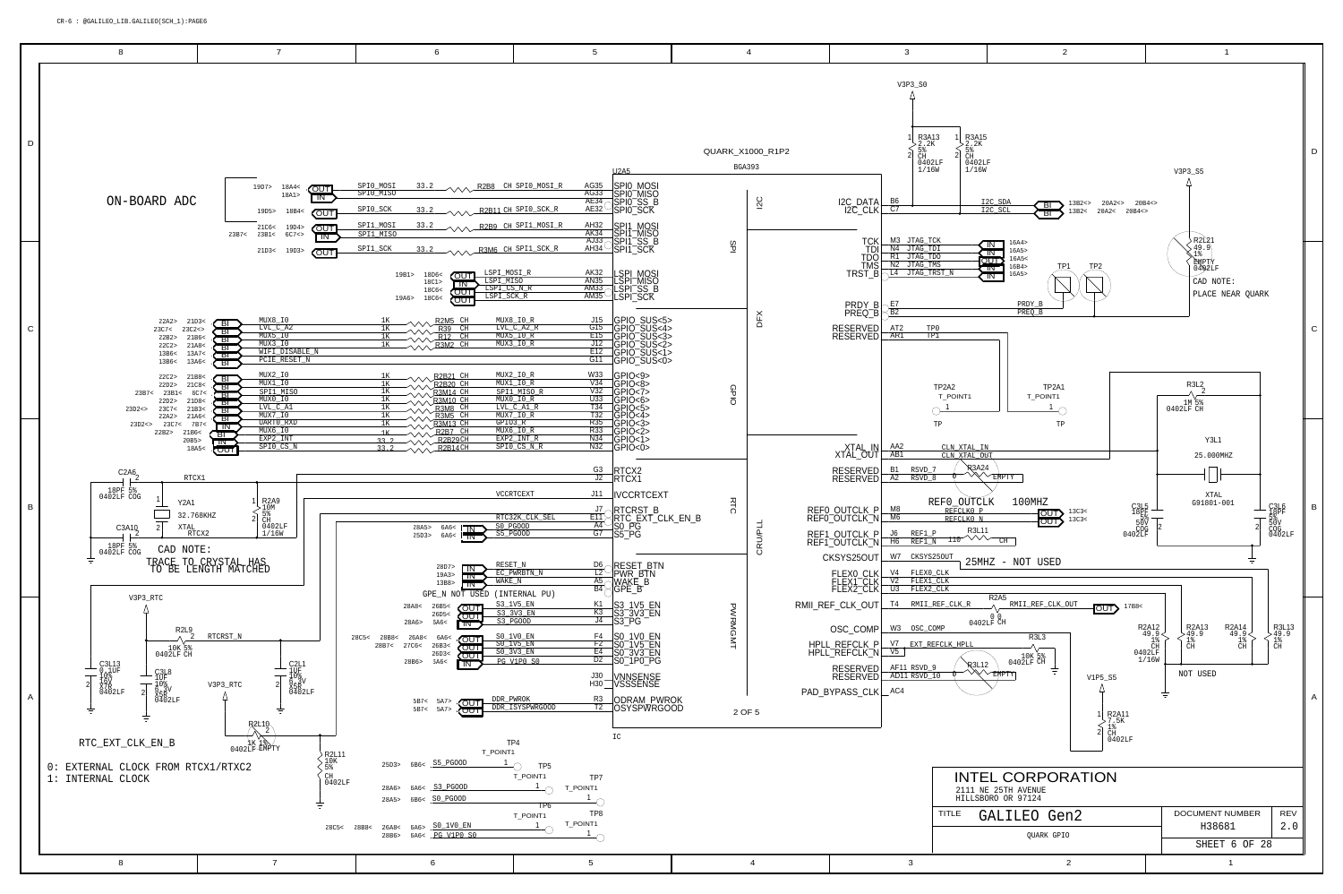CR-6 : @GALILEO_LIB.GALILEO(SCH_1):PAGE6

# ON-BOARD ADC

QUARK_X1000_R1P2

BGA393

U2A5

| Pin | Signal | Net |
|---|---|---|
| AG35 | SPI0_MOSI | SPI0_MOSI_R (R2B8 33.2 CH) ← SPI0_MOSI |
| AG33 | SPI0_MISO | SPI0_MISO |
| AE34 | SPI0_SS_B | |
| AE32 | SPI0_SCK | SPI0_SCK_R (R2B11 33.2 CH) ← SPI0_SCK |
| AH32 | SPI1_MOSI | SPI1_MOSI_R (R2B9 33.2 CH) ← SPI1_MOSI |
| AK34 | SPI1_MISO | SPI1_MISO |
| AJ33 | SPI1_SS_B | |
| AH34 | SPI1_SCK | SPI1_SCK_R (R3M6 33.2 CH) ← SPI1_SCK |
| AK32 | LSPI_MOSI | LSPI_MOSI_R |
| AN35 | LSPI_MISO | LSPI_MISO |
| AM33 | LSPI_SS_B | LSPI_CS_N_R |
| AM35 | LSPI_SCK | LSPI_SCK_R |
| J15 | GPIO_SUS<5> | MUX8_IO_R (R2M5 1K CH) ← MUX8_IO |
| G15 | GPIO_SUS<4> | LVL_C_A2_R (R39 1K CH) ← LVL_C_A2 |
| E15 | GPIO_SUS<3> | MUX5_IO_R (R12 1K CH) ← MUX5_IO |
| J12 | GPIO_SUS<2> | MUX3_IO_R (R3M2 1K CH) ← MUX3_IO |
| E12 | GPIO_SUS<1> | WIFI_DISABLE_N |
| G11 | GPIO_SUS<0> | PCIE_RESET_N |
| W33 | GPIO<9> | MUX2_IO_R (R2B21 1K CH) ← MUX2_IO |
| V34 | GPIO<8> | MUX1_IO_R (R2B20 1K CH) ← MUX1_IO |
| V32 | GPIO<7> | SPI1_MISO_R (R3M14 1K CH) ← SPI1_MISO |
| U33 | GPIO<6> | MUX0_IO_R (R3M10 1K CH) ← MUX0_IO |
| T34 | GPIO<5> | LVL_C_A1_R (R3M8 1K CH) ← LVL_C_A1 |
| T32 | GPIO<4> | MUX7_IO_R (R3M5 1K CH) ← MUX7_IO |
| R35 | GPIO<3> | GPIO3_R (R3M13 1K CH) ← UART0_RXD |
| R33 | GPIO<2> | MUX6_IO_R (R2B7 1K CH) ← MUX6_IO |
| N34 | GPIO<1> | EXP2_INT_R (R2B29 33.2 CH) ← EXP2_INT |
| N32 | GPIO<0> | SPI0_CS_N_R (R2B14 33.2 CH) ← SPI0_CS_N |
| G3 | RTCX2 | |
| J2 | RTCX1 | RTCX1 |
| J11 | IVCCRTCEXT | VCCRTCEXT |
| J7 | RTCRST_B | RTCRST_N |
| E11 | RTC_EXT_CLK_EN_B | RTC32K_CLK_SEL |
| A4 | S0_PG | S0_PGOOD |
| G7 | S5_PG | S5_PGOOD |
| D6 | RESET_BTN | RESET_N |
| L2 | PWR_BTN | EC_PWRBTN_N |
| A5 | WAKE_B | WAKE_N |
| B4 | GPE_B | GPE_N NOT USED (INTERNAL PU) |
| K1 | S3_1V5_EN | S3_1V5_EN |
| K3 | S3_3V3_EN | S3_3V3_EN |
| J4 | S3_PG | S3_PGOOD |
| F4 | S0_1V0_EN | S0_1V0_EN |
| F2 | S0_1V5_EN | S0_1V5_EN |
| E4 | S0_3V3_EN | S0_3V3_EN |
| D2 | S0_1P0_PG | PG_V1P0_S0 |
| J30 | VNNSENSE | |
| H30 | VSSSENSE | |
| R3 | ODRAM_PWROK | DDR_PWROK |
| T2 | OSYSPWRGOOD | DDR_ISYSPWRGOOD |
| B6 | I2C_DATA | I2C_SDA |
| C7 | I2C_CLK | I2C_SCL |
| M3 | TCK | JTAG_TCK |
| N4 | TDI | JTAG_TDI |
| R1 | TDO | JTAG_TDO |
| N2 | TMS | JTAG_TMS |
| L4 | TRST_B | JTAG_TRST_N |
| E7 | PRDY_B | PRDY_B |
| B2 | PREQ_B | PREQ_B |
| AT2 | RESERVED | TP0 |
| AR1 | RESERVED | TP1 |
| AA2 | XTAL_IN | CLN_XTAL_IN |
| AB1 | XTAL_OUT | CLN_XTAL_OUT |
| B1 | RESERVED | RSVD_7 |
| A2 | RESERVED | RSVD_8 |
| M8 | REF0_OUTCLK_P | REFCLK0_P |
| M6 | REF0_OUTCLK_N | REFCLK0_N |
| J6 | REF1_OUTCLK_P | REF1_P |
| H6 | REF1_OUTCLK_N | REF1_N |
| W7 | CKSYS25OUT | CKSYS25OUT |
| V4 | FLEX0_CLK | FLEX0_CLK |
| V2 | FLEX1_CLK | FLEX1_CLK |
| U3 | FLEX2_CLK | FLEX2_CLK |
| T4 | RMII_REF_CLK_OUT | RMII_REF_CLK_R |
| W3 | OSC_CLK | OSC_COMP |
| V7 | HPLL_REFCLK_P | EXT_REFCLK_HPLL |
| V5 | HPLL_REFCLK_N | |
| AF11 | RESERVED | RSVD_9 |
| AD11 | RESERVED | RSVD_10 |
| AC4 | PAD_BYPASS_CLK | |

2 OF 5

Sections: I2C, SPI, DFX, GPIO, RTC, CRU/PLL, PWRMGMT

V3P3_S0: R3A13 2.2K 5% CH 0402LF 1/16W; R3A15 2.2K 5% CH 0402LF 1/16W

V3P3_S5: R2L21 49.9 1% EMPTY 0402LF CH

CAD NOTE: PLACE NEAR QUARK

TP1, TP2; TP2A2 T_POINT1; TP2A1 T_POINT1

R3A24 0 EMPTY

REF0_OUTCLK 100MHZ

R3L11 110 CH

25MHZ - NOT USED

R3L2 1M 5% 0402LF CH

Y3L1 25.000MHZ XTAL G91801-001

C3L5 10PF 5% 50V COG 0402LF; C3L6 10PF 5% 50V COG 0402LF

R2A5 0 0402LF CH; RMII_REF_CLK_OUT

R3L3 10K 5% 0402LF CH

R3L12 0 EMPTY

V1P5_S5: R2A11 7.5K 1% CH 0402LF

R2A12 49.9 1% CH 0402LF 1/16W; R2A13 49.9 1% CH; R2A14 49.9 1% CH; R3L13 49.9 1% CH

NOT USED

C2A6 18PF 5% 0402LF COG; C3A10 18PF 5% 0402LF COG

Y2A1 32.768KHZ XTAL

R2A9 10M 5% CH 0402LF 1/16W

CAD NOTE: TRACE TO CRYSTAL HAS TO BE LENGTH MATCHED

V3P3_RTC

R2L9 10K 5% 0402LF CH

C3L13 0.1UF 10% 16V X7R 0402LF; C3L8 1UF 10% 6.3V X5R 0402LF; C2L1 1UF 10% 6.3V X5R 0402LF

R2L10 1K 1% 0402LF EMPTY; R2L11 10K 5% CH 0402LF

RTC_EXT_CLK_EN_B

0: EXTERNAL CLOCK FROM RTCX1/RTXC2
1: INTERNAL CLOCK

TP4 T_POINT1: S5_PGOOD; TP5 T_POINT1: S3_PGOOD; TP7 T_POINT1: S0_PGOOD; TP6 T_POINT1: S0_1V0_EN; TP8 T_POINT1: PG_V1P0_S0

INTEL CORPORATION
2111 NE 25TH AVENUE
HILLSBORO OR 97124

| TITLE | GALILEO Gen2 | DOCUMENT NUMBER | REV |
|---|---|---|---|
| | QUARK GPIO | H38681 | 2.0 |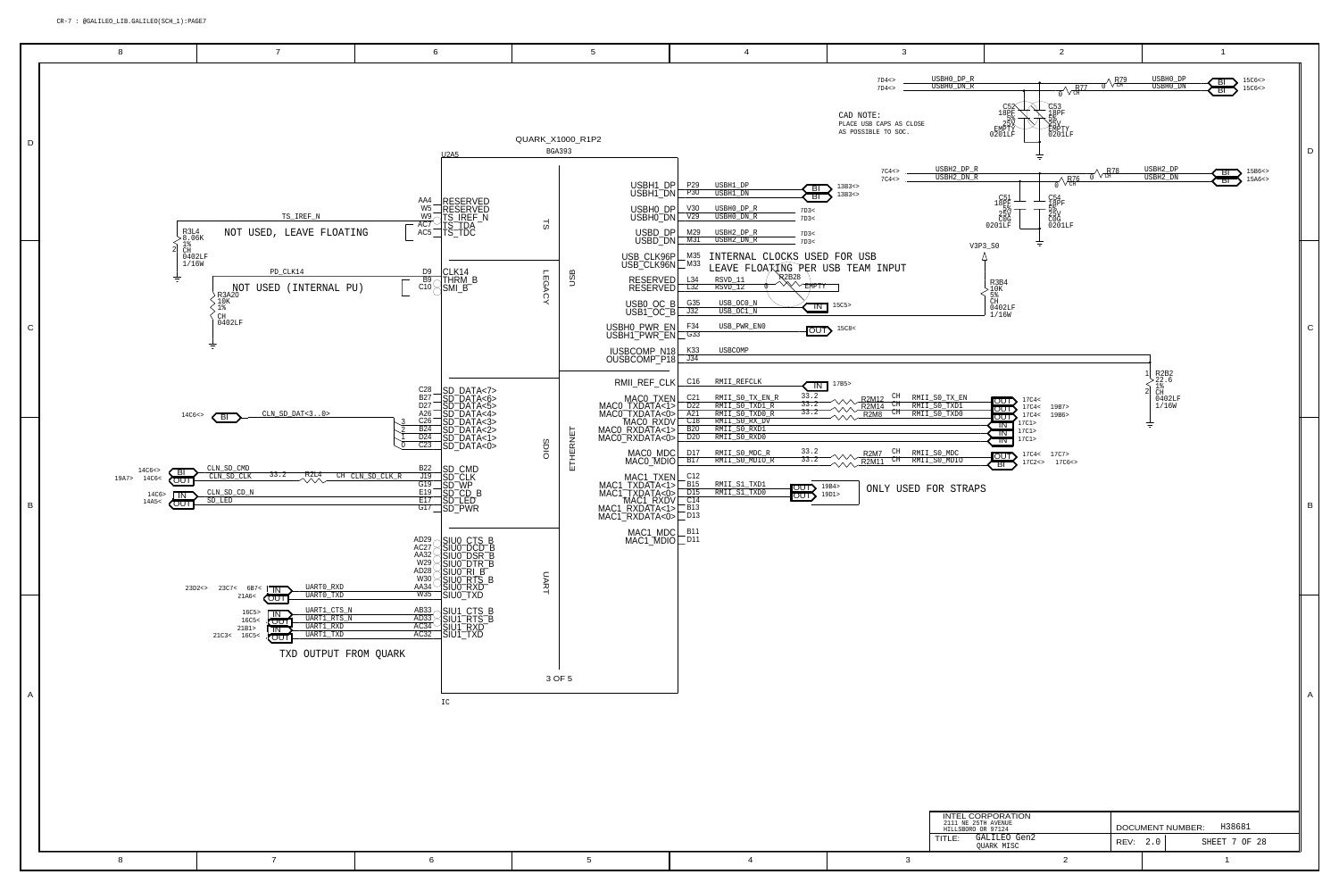CR-7 : @GALILEO_LIB.GALILEO(SCH_1):PAGE7

QUARK_X1000_R1P2

BGA393

U2A5

CAD NOTE:
PLACE USB CAPS AS CLOSE AS POSSIBLE TO SOC.

| Pin | Signal | Net |
|---|---|---|
| AA4 | RESERVED | |
| W5 | RESERVED | |
| W9 | TS_IREF_N | TS_IREF_N |
| AC7 | TS_TDA | |
| AC5 | TS_TDC | |
| D9 | CLK14 | PD_CLK14 |
| B9 | THRM_B | |
| C10 | SMI_B | |
| C28 | SD_DATA<7> | |
| B27 | SD_DATA<6> | |
| D27 | SD_DATA<5> | |
| A26 | SD_DATA<4> | |
| C26 | SD_DATA<3> | CLN_SD_DAT<3..0> (3) |
| B24 | SD_DATA<2> | CLN_SD_DAT<3..0> (2) |
| D24 | SD_DATA<1> | CLN_SD_DAT<3..0> (1) |
| C23 | SD_DATA<0> | CLN_SD_DAT<3..0> (0) |
| B22 | SD_CMD | CLN_SD_CMD |
| J19 | SD_CLK | CLN_SD_CLK_R |
| G19 | SD_WP | |
| E19 | SD_CD_B | CLN_SD_CD_N |
| E17 | SD_LED | SD_LED |
| G17 | SD_PWR | |
| AD29 | SIU0_CTS_B | |
| AC27 | SIU0_DCD_B | |
| AA32 | SIU0_DSR_B | |
| W29 | SIU0_DTR_B | |
| AD28 | SIU0_RI_B | |
| W30 | SIU0_RTS_B | |
| AA34 | SIU0_RXD | UART0_RXD |
| W35 | SIU0_TXD | UART0_TXD |
| AB33 | SIU1_CTS_B | UART1_CTS_N |
| AD33 | SIU1_RTS_B | UART1_RTS_N |
| AC34 | SIU1_RXD | UART1_RXD |
| AC32 | SIU1_TXD | UART1_TXD |
| P29 | USBH1_DP | USBH1_DP |
| P30 | USBH1_DN | USBH1_DN |
| V30 | USBH0_DP | USBH0_DP_R |
| V29 | USBH0_DN | USBH0_DN_R |
| M29 | USBD_DP | USBH2_DP_R |
| M31 | USBD_DN | USBH2_DN_R |
| M35 | USB_CLK96P | |
| M33 | USB_CLK96N | |
| L34 | RESERVED | RSVD_11 |
| L32 | RESERVED | RSVD_12 |
| G35 | USB0_OC_B | USB_OC0_N |
| J32 | USB1_OC_B | USB_OC1_N |
| F34 | USBH0_PWR_EN | USB_PWR_EN0 |
| G33 | USBH1_PWR_EN | |
| K33 | IUSBCOMP_N18 | USBCOMP |
| J34 | OUSBCOMP_P18 | |
| C16 | RMII_REF_CLK | RMII_REFCLK |
| C21 | MAC0_TXEN | RMII_S0_TX_EN_R |
| D22 | MAC0_TXDATA<1> | RMII_S0_TXD1_R |
| A21 | MAC0_TXDATA<0> | RMII_S0_TXD0_R |
| C18 | MAC0_RXDV | RMII_S0_RX_DV |
| B20 | MAC0_RXDATA<1> | RMII_S0_RXD1 |
| D20 | MAC0_RXDATA<0> | RMII_S0_RXD0 |
| D17 | MAC0_MDC | RMII_S0_MDC_R |
| B17 | MAC0_MDIO | RMII_S0_MDIO_R |
| C12 | MAC1_TXEN | |
| B15 | MAC1_TXDATA<1> | RMII_S1_TXD1 |
| D15 | MAC1_TXDATA<0> | RMII_S1_TXD0 |
| C14 | MAC1_RXDV | |
| B13 | MAC1_RXDATA<1> | |
| D13 | MAC1_RXDATA<0> | |
| B11 | MAC1_MDC | |
| D11 | MAC1_MDIO | |

Sections: TS, LEGACY, SDIO, UART, USB, ETHERNET — 3 OF 5 — IC

R3L4 8.06K 1% CH 0402LF 1/16W — NOT USED, LEAVE FLOATING

R3A20 10K 1% CH 0402LF — NOT USED (INTERNAL PU)

R2L4 33.2 CH (CLN_SD_CLK → CLN_SD_CLK_R)

INTERNAL CLOCKS USED FOR USB
LEAVE FLOATING PER USB TEAM INPUT

R2B28 0 EMPTY

R3B4 10K 5% CH 0402LF 1/16W (V3P3_S0)

R2B2 22.6 1% CH 0402LF 1/16W

R2M12 33.2 CH — RMII_S0_TX_EN (17C4<)
R2M14 33.2 CH — RMII_S0_TXD1 (17C4< 19B7>)
R2M8 33.2 CH — RMII_S0_TXD0 (17C4< 19B6>)
RMII_S0_RX_DV, RMII_S0_RXD1, RMII_S0_RXD0 (17C1>)
R2M7 33.2 CH — RMII_S0_MDC (17C4< 17C7>)
R2M11 33.2 CH — RMII_S0_MDIO (17C2<> 17C6<>)

RMII_S1_TXD1 (19B4>), RMII_S1_TXD0 (19D1>) — ONLY USED FOR STRAPS

R79, R77 0 CH — USBH0_DP, USBH0_DN (15C6<>)
C52 18PF 5% 25V EMPTY 0201LF; C53 18PF 5% 25V EMPTY 0201LF

R78, R76 0 CH — USBH2_DP (15B6<>), USBH2_DN (15A6<>)
C51 18PF 5% 25V C0G 0201LF; C54 18PF 5% 25V C0G 0201LF

UART0_RXD (23D2<> 23C7< 6B7<), UART0_TXD (21A6<)
UART1_CTS_N (16C5>), UART1_RTS_N (16C5<), UART1_RXD (21B1>), UART1_TXD (21C3< 16C5<)

TXD OUTPUT FROM QUARK

INTEL CORPORATION
2111 NE 25TH AVENUE
HILLSBORO OR 97124

TITLE: GALILEO Gen2
QUARK MISC

DOCUMENT NUMBER: H38681

REV: 2.0

SHEET 7 OF 28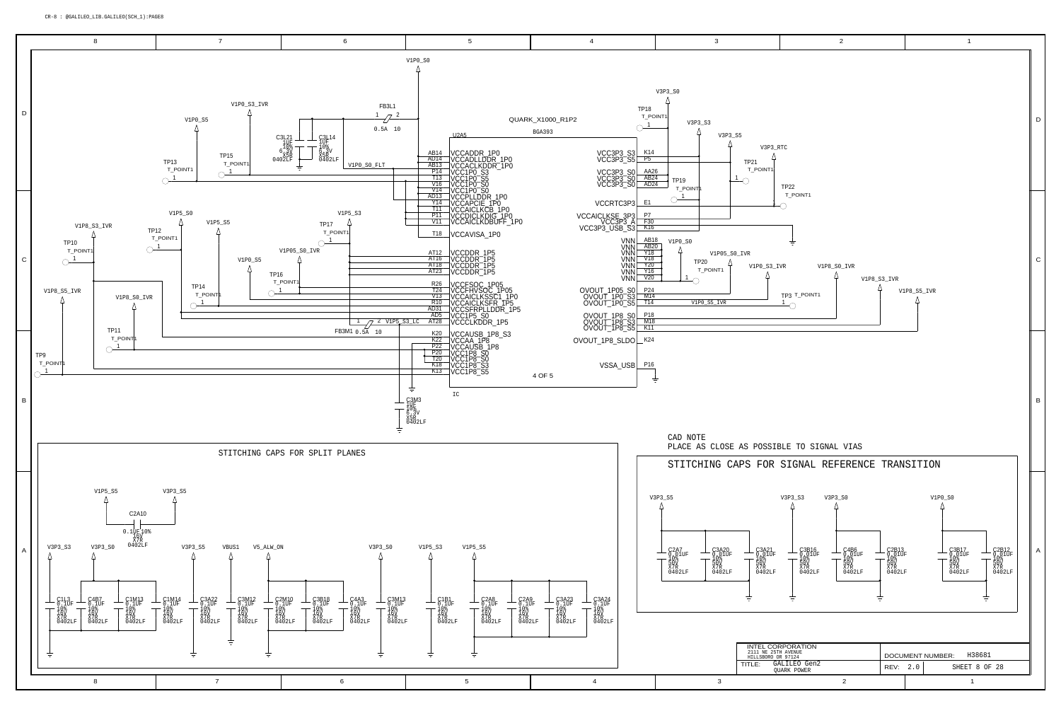CR-8 : @GALILEO_LIB.GALILEO(SCH_1):PAGE8

QUARK_X1000_R1P2

U2A5 BGA393

| Pin | Signal | Pin | Signal |
|---|---|---|---|
| AB14 | VCCADDR_1P0 | K14 | VCC3P3_S3 |
| AD14 | VCCADLLDDR_1P0 | P5 | VCC3P3_S5 |
| AB13 | VCCACLKDDR_1P0 | AA26 | VCC3P3_S0 |
| P14 | VCC1P0_S3 | AB24 | VCC3P3_S0 |
| T13 | VCC1P0_S5 | AD24 | VCC3P3_S0 |
| V16 | VCC1P0_S0 | E1 | VCCRTC3P3 |
| V14 | VCC1P0_S0 | P7 | VCCAICLKSE_3P3 |
| AD13 | VCCPLLDDR_1P0 | F30 | VCC3P3_A |
| Y14 | VCCAPCIE_1P0 | K16 | VCC3P3_USB_S3 |
| T11 | VCCAICLKCB_1P0 | AB18 | VNN |
| P11 | VCCDICLKDIG_1P0 | AB20 | VNN |
| V11 | VCCAICLKDBUFF_1P0 | Y18 | VNN |
| T18 | VCCAVISA_1P0 | V18 | VNN |
| AT12 | VCCDDR_1P5 | Y20 | VNN |
| AT16 | VCCDDR_1P5 | Y16 | VNN |
| AT18 | VCCDDR_1P5 | V20 | VNN |
| AT23 | VCCDDR_1P5 | P24 | OVOUT_1P05_S0 |
| R26 | VCCFSOC_1P05 | M14 | OVOUT_1P0_S3 |
| T24 | VCCFHVSOC_1P05 | T14 | OVOUT_1P0_S5 |
| V13 | VCCAICLKSSC1_1P0 | P18 | OVOUT_1P8_S0 |
| R10 | VCCAICLKSFR_1P5 | M18 | OVOUT_1P8_S3 |
| AD31 | VCCSFRPLLDDR_1P5 | K11 | OVOUT_1P8_S5 |
| AD5 | VCC1P5_S0 | K24 | OVOUT_1P8_SLDO |
| AT28 | VCCCLKDDR_1P5 | P16 | VSSA_USB |
| K20 | VCCAUSB_1P8_S3 | | |
| K22 | VCCAA_1P8 | | |
| P22 | VCCAUSB_1P8 | | |
| P20 | VCC1P8_S0 | | |
| T20 | VCC1P8_S0 | | |
| K18 | VCC1P8_S3 | | |
| K13 | VCC1P8_S5 | | |

4 OF 5

IC

Nets: V1P0_S0, V1P0_S3_IVR, V1P0_S5, V1P0_S0_FLT, V1P5_S0, V1P5_S5, V1P5_S3, V1P8_S3_IVR, V1P8_S5_IVR, V1P8_S0_IVR, V1P05_S0_IVR, V1P5_S3_LC, V3P3_S0, V3P3_S3, V3P3_S5, V3P3_RTC, V1P0_S5_IVR

FB3L1 0.5A 10; FB3M1 0.5A 10

C3L21 1UF 10% 6.3V X5R 0402LF; C3L14 1UF 10% 6.3V X5R 0402LF; C3M3 1UF 10% 6.3V X5R 0402LF

Test points: TP9, TP10, TP11, TP12, TP13, TP14, TP15, TP16, TP17, TP18, TP19, TP20, TP21, TP22, TP3 (T_POINT1)

## STITCHING CAPS FOR SPLIT PLANES

C2A10 0.1UF 10% 16V X7R 0402LF (V1P5_S5 – V3P3_S5)

| Net | Capacitors (0.1UF 10% 16V X7R 0402LF) |
|---|---|
| V3P3_S3 / V3P3_S0 | C1L3, C4B7, C1M13, C1M14 |
| V3P3_S5 | C3A22 |
| VBUS1 | C3M12 |
| V5_ALW_ON | C2M10, C3B18, C4A3 |
| V3P3_S0 | C3M13 |
| V1P5_S3 | C1B1 |
| V1P5_S5 | C2A8, C2A9, C3A23, C3A24 |

CAD NOTE
PLACE AS CLOSE AS POSSIBLE TO SIGNAL VIAS

## STITCHING CAPS FOR SIGNAL REFERENCE TRANSITION

| Net | Capacitors (0.01UF 10% 50V X7R 0402LF) |
|---|---|
| V3P3_S5 | C2A7, C3A20, C3A21 |
| V3P3_S3 | C3B16 |
| V3P3_S0 | C4B6, C2B13 |
| V1P0_S0 | C3B17, C2B12 |

INTEL CORPORATION
2111 NE 25TH AVENUE
HILLSBORO OR 97124

TITLE: GALILEO Gen2
QUARK POWER

DOCUMENT NUMBER: H38681
REV: 2.0
SHEET 8 OF 28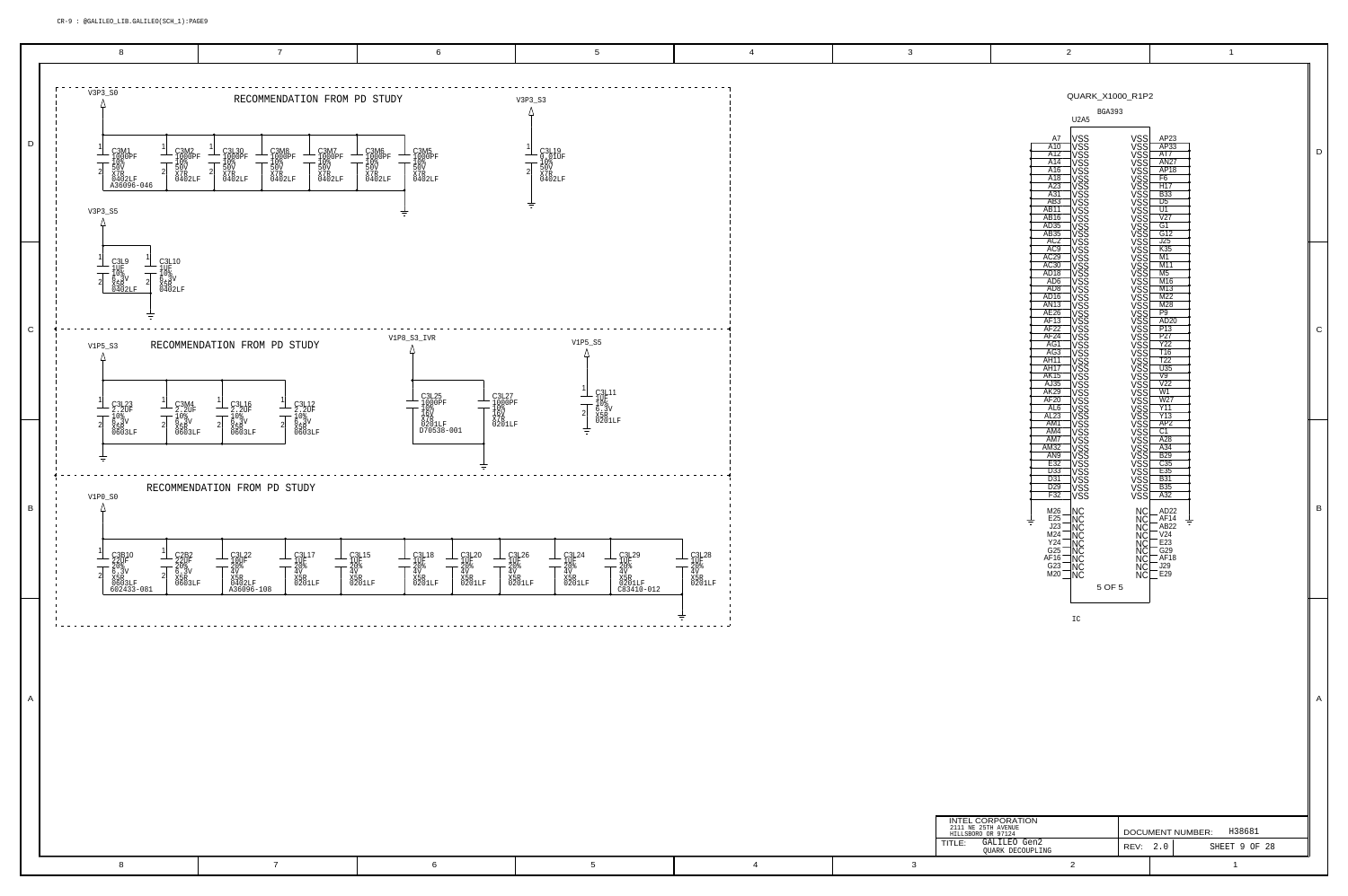CR-9 : @GALILEO_LIB.GALILEO(SCH_1):PAGE9

## RECOMMENDATION FROM PD STUDY

**V3P3_S0**

| Ref | Value | Tol | Voltage | Dielectric | Package | Part |
|---|---|---|---|---|---|---|
| C3M1 | 1000PF | 10% | 50V | X7R | 0402LF | A36096-046 |
| C3M2 | 1000PF | 10% | 50V | X7R | 0402LF | |
| C3L30 | 1000PF | 10% | 50V | X7R | 0402LF | |
| C3M8 | 1000PF | 10% | 50V | X7R | 0402LF | |
| C3M7 | 1000PF | 10% | 50V | X7R | 0402LF | |
| C3M6 | 1000PF | 10% | 50V | X7R | 0402LF | |
| C3M5 | 1000PF | 10% | 50V | X7R | 0402LF | |

**V3P3_S3**

| Ref | Value | Tol | Voltage | Dielectric | Package |
|---|---|---|---|---|---|
| C3L19 | 0.01UF | 10% | 50V | X7R | 0402LF |

**V3P3_S5**

| Ref | Value | Tol | Voltage | Dielectric | Package |
|---|---|---|---|---|---|
| C3L9 | 1UF | 10% | 6.3V | X5R | 0402LF |
| C3L10 | 1UF | 10% | 6.3V | X5R | 0402LF |

## RECOMMENDATION FROM PD STUDY

**V1P5_S3**

| Ref | Value | Tol | Voltage | Dielectric | Package |
|---|---|---|---|---|---|
| C3L23 | 2.2UF | 10% | 6.3V | X5R | 0603LF |
| C3M4 | 2.2UF | 10% | 6.3V | X5R | 0603LF |
| C3L16 | 2.2UF | 10% | 6.3V | X5R | 0603LF |
| C3L12 | 2.2UF | 10% | 6.3V | X5R | 0603LF |

**V1P0_S3_IVR**

| Ref | Value | Tol | Voltage | Dielectric | Package | Part |
|---|---|---|---|---|---|---|
| C3L25 | 1000PF | 10% | 16V | X7R | 0201LF | D70538-001 |
| C3L27 | 1000PF | 10% | 16V | X7R | 0201LF | |

**V1P5_S5**

| Ref | Value | Tol | Voltage | Dielectric | Package |
|---|---|---|---|---|---|
| C3L11 | 1UF | 10% | 6.3V | X5R | 0201LF |

## RECOMMENDATION FROM PD STUDY

**V1P0_S0**

| Ref | Value | Tol | Voltage | Dielectric | Package | Part |
|---|---|---|---|---|---|---|
| C3B10 | 22UF | 20% | 6.3V | X5R | 0603LF | 602433-081 |
| C2B2 | 22UF | 20% | 6.3V | X5R | 0603LF | |
| C3L22 | 10UF | 20% | 4V | X5R | 0402LF | A36096-108 |
| C3L17 | 1UF | 20% | 4V | X5R | 0201LF | |
| C3L15 | 1UF | 20% | 4V | X5R | 0201LF | |
| C3L18 | 1UF | 20% | 4V | X5R | 0201LF | |
| C3L20 | 1UF | 20% | 4V | X5R | 0201LF | |
| C3L26 | 1UF | 20% | 4V | X5R | 0201LF | |
| C3L24 | 1UF | 20% | 4V | X5R | 0201LF | |
| C3L29 | 1UF | 20% | 4V | X5R | 0201LF | C83410-012 |
| C3L28 | 1UF | 20% | 4V | X5R | 0201LF | |

## QUARK_X1000_R1P2 — U2A5 (BGA393), 5 OF 5, IC

**VSS pins (left):** A7, A10, A12, A14, A16, A18, A23, A31, AB3, AB11, AB16, AD35, AB35, AC2, AC9, AC29, AC30, AD18, AD6, AD8, AD16, AN13, AE26, AF13, AF22, AF24, AG1, AG3, AH11, AH17, AK15, AJ35, AK29, AF20, AL6, AL23, AM1, AM4, AM7, AM32, AN9, E32, D33, D31, D29, F32

**VSS pins (right):** AP23, AP33, A17, AN27, AP18, F6, H17, B33, D5, U1, V27, G1, G12, J25, K35, M1, M11, M5, M16, M13, M22, M28, P9, AD20, P13, P27, Y22, T16, T22, U35, V9, V22, W1, W27, Y11, Y13, AP2, C1, A28, A34, B29, C35, E35, B31, B35, A32

**NC pins (left):** M26, E25, J23, M24, Y24, G25, AF16, G23, M20

**NC pins (right):** AD22, AF14, AB22, V24, E23, G29, AF18, J29, E29

---

INTEL CORPORATION
2111 NE 25TH AVENUE
HILLSBORO OR 97124

TITLE: GALILEO Gen2 — QUARK DECOUPLING

DOCUMENT NUMBER: H38681
REV: 2.0
SHEET 9 OF 28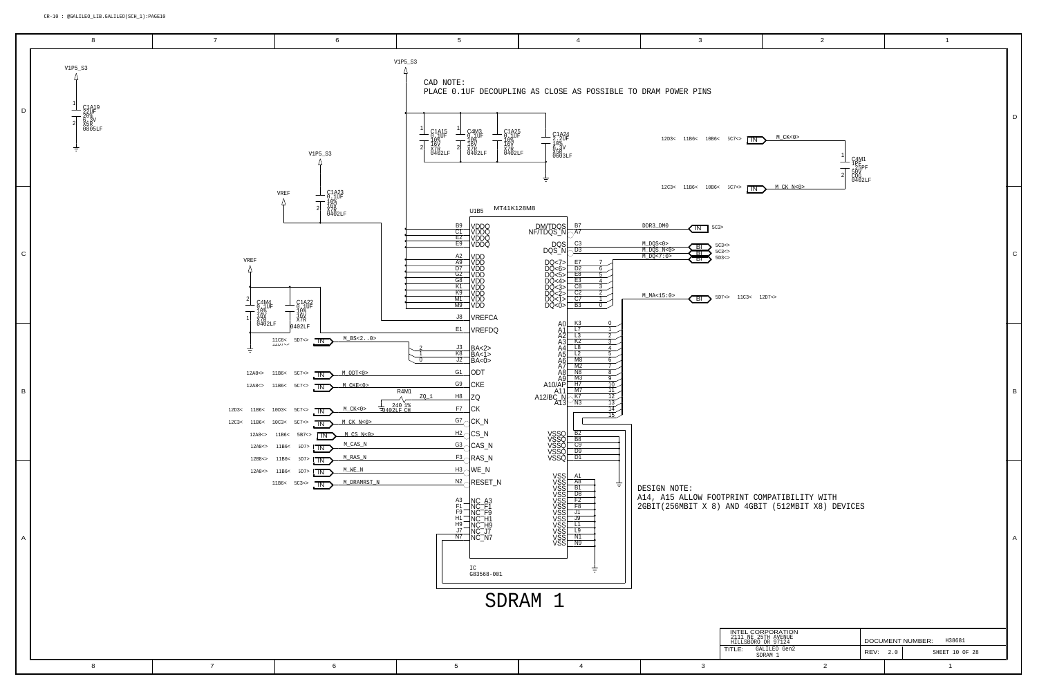CR-10 : @GALILEO_LIB.GALILEO(SCH_1):PAGE10

CAD NOTE:
PLACE 0.1UF DECOUPLING AS CLOSE AS POSSIBLE TO DRAM POWER PINS

V1P5_S3

C1A19 22UF 20% 6.3V X5R 0805LF

C1A15 0.1UF 10% 16V X7R 0402LF

C4M3 0.1UF 10% 16V X7R 0402LF

C1A25 0.1UF 10% 16V X7R 0402LF

C1A24 2.2UF 10% 6.3V X5R 0603LF

C1A23 0.1UF 10% 16V X7R 0402LF

C4M1 1PF .25PF 50V C0G 0402LF

C4M4 0.1UF 10% 16V X7R 0402LF

C1A22 0.1UF 10% 16V X7R 0402LF

R4M1 240 1% 0402LF CH

U1B5 MT41K128M8

| Pin | Name | Net |
|---|---|---|
| B9, C1, E2, E9 | VDDQ | V1P5_S3 |
| A2, A9, D7, G2, G8, K1, K9, M1, M9 | VDD | V1P5_S3 |
| J8 | VREFCA | VREF |
| E1 | VREFDQ | VREF |
| J3 | BA<2> | M_BS<2> |
| K8 | BA<1> | M_BS<1> |
| J2 | BA<0> | M_BS<0> |
| G1 | ODT | M_ODT<0> |
| G9 | CKE | M_CKE<0> |
| H8 | ZQ | ZQ_1 |
| F7 | CK | M_CK<0> |
| G7 | CK_N | M_CK_N<0> |
| H2 | CS_N | M_CS_N<0> |
| G3 | CAS_N | M_CAS_N |
| F3 | RAS_N | M_RAS_N |
| H3 | WE_N | M_WE_N |
| N2 | RESET_N | M_DRAMRST_N |
| A3, F1, F9, H1, H9, J7, N7 | NC_A3, NC_F1, NC_F9, NC_H1, NC_H9, NC_J7, NC_N7 | |
| B7 | DM/TDQS | DDR3_DM0 |
| A7 | NF/TDQS_N | |
| C3 | DQS | M_DQS<0> |
| D3 | DQS_N | M_DQS_N<0> |
| E7, D2, E8, E3, C8, C2, C7, B3 | DQ<7>..DQ<0> | M_DQ<7:0> |
| K3, L7, L3, K2, L8, L2, M8, M2, N8, M3, H7, M7, K7, N3 | A0..A9, A10/AP, A11, A12/BC_N, A13 | M_MA<15:0> |
| B2, B8, C9, D9, D1 | VSSQ | GND |
| A1, A8, B1, D8, F2, F8, J1, J9, L1, L9, N1, N9 | VSS | GND |

Off-page references:
- M_CK<0>: 12D3< 11B6< 10B6< 5C7<>
- M_CK_N<0>: 12C3< 11B6< 10B6< 5C7<>
- DDR3_DM0: 5C3>
- M_DQS<0>, M_DQS_N<0>, M_DQ<7:0>: 5C3<>, 5C3<>, 5D3<>
- M_MA<15:0>: 5D7<> 11C3< 12D7<>
- M_BS<2..0>: 11C6< 5D7<> 12D7<>
- M_ODT<0>: 12A8<> 11B6< 5C7<>
- M_CKE<0>: 12A8<> 11B6< 5C7<>
- M_CK<0>: 12D3< 11B6< 10D3< 5C7<>
- M_CK_N<0>: 12C3< 11B6< 10C3< 5C7<>
- M_CS_N<0>: 12A8<> 11B6< 5B7<>
- M_CAS_N: 12A8<> 11B6< 5D7>
- M_RAS_N: 12B8<> 11B6< 5D7>
- M_WE_N: 12A8<> 11B6< 5D7>
- M_DRAMRST_N: 11B6< 5C3<>

IC G83568-001

DESIGN NOTE:
A14, A15 ALLOW FOOTPRINT COMPATIBILITY WITH 2GBIT(256MBIT X 8) AND 4GBIT (512MBIT X8) DEVICES

# SDRAM 1

INTEL CORPORATION
2111 NE 25TH AVENUE
HILLSBORO OR 97124

TITLE: GALILEO Gen2 SDRAM 1

DOCUMENT NUMBER: H38681

REV: 2.0

SHEET 10 OF 28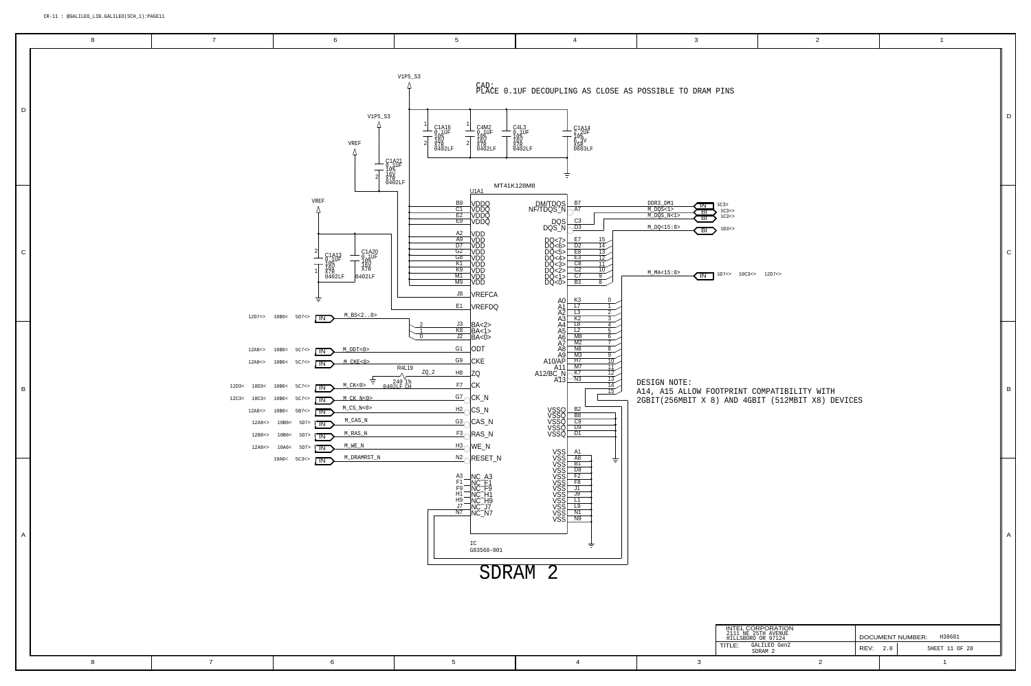CR-11 : @GALILEO_LIB.GALILEO(SCH_1):PAGE11

CAD:
PLACE 0.1UF DECOUPLING AS CLOSE AS POSSIBLE TO DRAM PINS

V1P5_S3

C1A16 0.1UF 10% 16V X7R 0402LF
C4M2 0.1UF 10% 16V X7R 0402LF
C4L3 0.1UF 10% 16V X7R 0402LF
C1A14 2.2UF 10% 6.3V X5R 0603LF

VREF

C1A21 0.1UF 10% 16V X7R 0402LF

C1A13 0.1UF 10% 16V X7R 0402LF
C1A20 0.1UF 10% 16V X7R 0402LF

MT41K128M8

U1A1

| Pin | Name | Name | Pin |
|---|---|---|---|
| B9 | VDDQ | DM/TDQS | B7 |
| C1 | VDDQ | NF/TDQS_N | A7 |
| E2 | VDDQ | DQS | C3 |
| E9 | VDDQ | DQS_N | D3 |
| A2 | VDD | DQ<7> | E7 |
| A9 | VDD | DQ<6> | D2 |
| D7 | VDD | DQ<5> | E8 |
| G2 | VDD | DQ<4> | E3 |
| G8 | VDD | DQ<3> | C8 |
| K1 | VDD | DQ<2> | C2 |
| K9 | VDD | DQ<1> | C7 |
| M1 | VDD | DQ<0> | B3 |
| M9 | VDD | A0 | K3 |
| J8 | VREFCA | A1 | L7 |
| E1 | VREFDQ | A2 | L3 |
| J3 | BA<2> | A3 | K2 |
| K8 | BA<1> | A4 | L8 |
| J2 | BA<0> | A5 | L2 |
| G1 | ODT | A6 | M8 |
| G9 | CKE | A7 | M2 |
| H8 | ZQ | A8 | N8 |
| F7 | CK | A9 | M3 |
| G7 | CK_N | A10/AP | H7 |
| H2 | CS_N | A11 | M7 |
| G3 | CAS_N | A12/BC_N | K7 |
| F3 | RAS_N | A13 | N3 |
| H3 | WE_N | VSSQ | B2 |
| N2 | RESET_N | VSSQ | B8 |
| A3 | NC_A3 | VSSQ | C9 |
| F1 | NC_F1 | VSSQ | D9 |
| F9 | NC_F9 | VSSQ | D1 |
| H1 | NC_H1 | VSS | A1 |
| H9 | NC_H9 | VSS | A8 |
| J7 | NC_J7 | VSS | B1 |
| N7 | NC_N7 | VSS | D8 |
| | | VSS | F2 |
| | | VSS | F8 |
| | | VSS | J1 |
| | | VSS | J9 |
| | | VSS | L1 |
| | | VSS | L9 |
| | | VSS | N1 |
| | | VSS | N9 |

IC G83568-001

Signals:
- 12D7<> 10B6< 5D7<> IN M_BS<2..0>
- 12A8<> 10B6< 5C7<> IN M_ODT<0>
- 12A8<> 10B6< 5C7<> IN M_CKE<0>
- R4L19 240 1% 0402LF CH ZQ_2
- 12D3< 10D3< 10B6< 5C7<> IN M_CK<0>
- 12C3< 10C3< 10B6< 5C7<> IN M_CK_N<0>
- 12A8<> 10B6< 5B7<> IN M_CS_N<0>
- 12A8<> 10B6< 5D7> IN M_CAS_N
- 12B8<> 10B6< 5D7> IN M_RAS_N
- 12A8<> 10A6< 5D7> IN M_WE_N
- 10A6< 5C3<> IN M_DRAMRST_N
- DDR3_DM1 IN 5C3>
- M_DQS<1> BI 5C3<>
- M_DQS_N<1> BI 5C3<>
- M_DQ<15:8> BI 5D3<>
- M_MA<15:0> IN 5D7<> 10C3<> 12D7<>

DESIGN NOTE:
A14, A15 ALLOW FOOTPRINT COMPATIBILITY WITH
2GBIT(256MBIT X 8) AND 4GBIT (512MBIT X8) DEVICES

# SDRAM 2

INTEL CORPORATION
2111 NE 25TH AVENUE
HILLSBORO OR 97124

TITLE: GALILEO Gen2 SDRAM 2

DOCUMENT NUMBER: H38681

REV: 2.0

SHEET 11 OF 28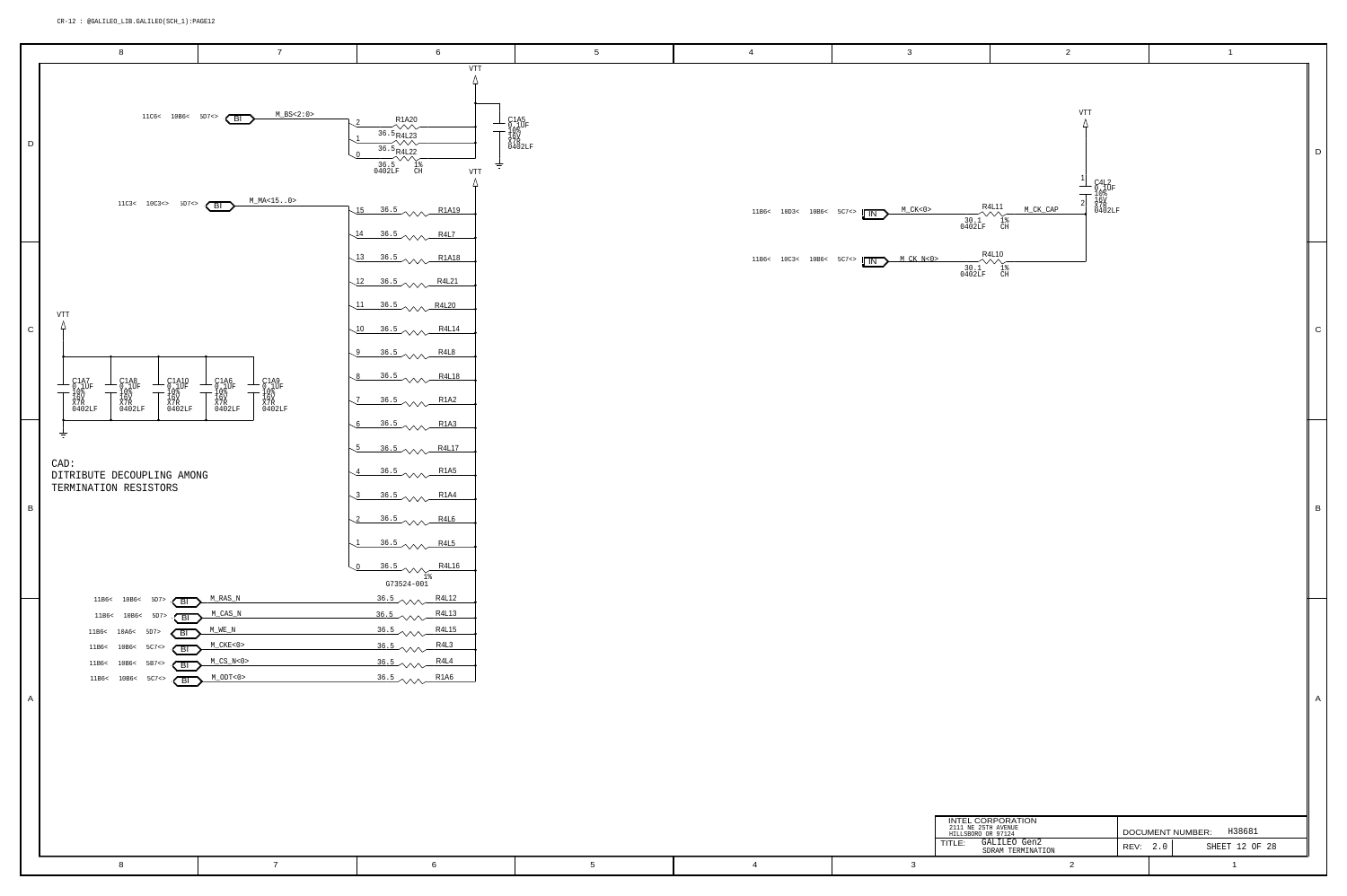CR-12 : @GALILEO_LIB.GALILEO(SCH_1):PAGE12

VTT

11C6< 10B6< 5D7<> BI M_BS<2:0>

| Bit | Value | Resistor |
|---|---|---|
| 2 | | R1A20 |
| 1 | 36.5 | R4L23 |
| 0 | 36.5 | R4L22 |

36.5 1% 0402LF CH

C1A5 0.1UF 10% 16V X7R 0402LF

VTT

11C3< 10C3<> 5D7<> BI M_MA<15..0>

| Bit | Value | Resistor |
|---|---|---|
| 15 | 36.5 | R1A19 |
| 14 | 36.5 | R4L7 |
| 13 | 36.5 | R1A18 |
| 12 | 36.5 | R4L21 |
| 11 | 36.5 | R4L20 |
| 10 | 36.5 | R4L14 |
| 9 | 36.5 | R4L8 |
| 8 | 36.5 | R4L18 |
| 7 | 36.5 | R1A2 |
| 6 | 36.5 | R1A3 |
| 5 | 36.5 | R4L17 |
| 4 | 36.5 | R1A5 |
| 3 | 36.5 | R1A4 |
| 2 | 36.5 | R4L6 |
| 1 | 36.5 | R4L5 |
| 0 | 36.5 | R4L16 |

1% G73524-001

VTT

C1A7 0.1UF 10% 16V X7R 0402LF
C1A8 0.1UF 10% 16V X7R 0402LF
C1A10 0.1UF 10% 16V X7R 0402LF
C1A6 0.1UF 10% 16V X7R 0402LF
C1A9 0.1UF 10% 16V X7R 0402LF

CAD:
DITRIBUTE DECOUPLING AMONG
TERMINATION RESISTORS

| Refs | Type | Signal | Value | Resistor |
|---|---|---|---|---|
| 11B6< 10B6< 5D7> | BI | M_RAS_N | 36.5 | R4L12 |
| 11B6< 10B6< 5D7> | BI | M_CAS_N | 36.5 | R4L13 |
| 11B6< 10A6< 5D7> | BI | M_WE_N | 36.5 | R4L15 |
| 11B6< 10B6< 5C7<> | BI | M_CKE<0> | 36.5 | R4L3 |
| 11B6< 10B6< 5B7<> | BI | M_CS_N<0> | 36.5 | R4L4 |
| 11B6< 10B6< 5C7<> | BI | M_ODT<0> | 36.5 | R1A6 |

11B6< 10D3< 10B6< 5C7<> IN M_CK<0> — R4L11 30.1 1% 0402LF CH — M_CK_CAP

11B6< 10C3< 10B6< 5C7<> IN M_CK_N<0> — R4L10 30.1 1% 0402LF CH

VTT

C4L2 0.1UF 10% 16V X7R 0402LF

INTEL CORPORATION
2111 NE 25TH AVENUE
HILLSBORO OR 97124

TITLE: GALILEO Gen2
SDRAM TERMINATION

DOCUMENT NUMBER: H38681
REV: 2.0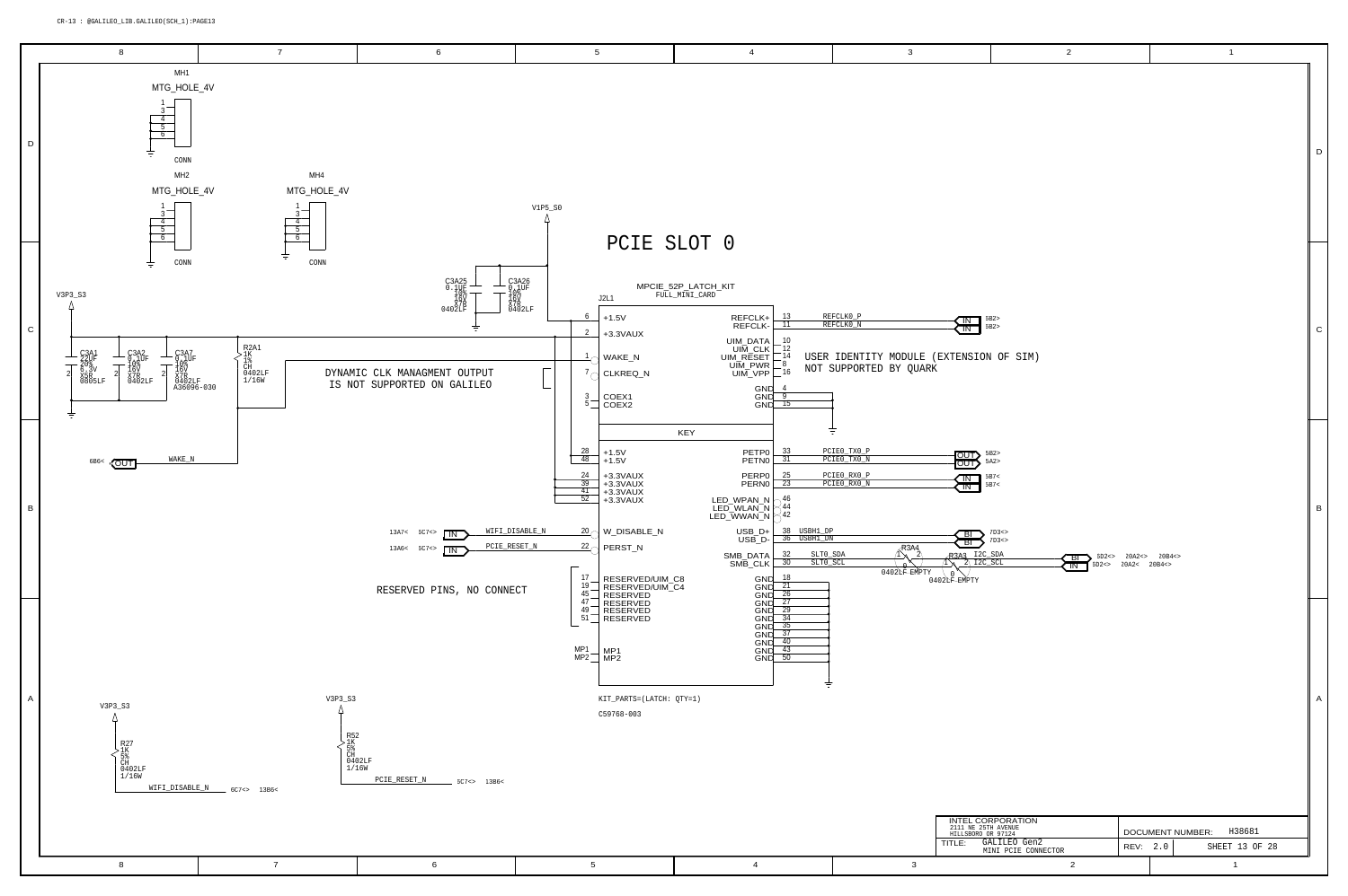CR-13 : @GALILEO_LIB.GALILEO(SCH_1):PAGE13

# PCIE SLOT 0

MH1 MTG_HOLE_4V CONN

MH2 MTG_HOLE_4V CONN

MH4 MTG_HOLE_4V CONN

V1P5_S0

C3A25 0.1UF 10% 16V X7R 0402LF

C3A26 0.1UF 10% 16V X7R 0402LF

V3P3_S3

C3A1 22UF 20% 6.3V X5R 0805LF

C3A2 0.1UF 10% 16V X7R 0402LF

C3A7 0.1UF 10% 16V X7R 0402LF

R2A1 1K 1% CH 0402LF 1/16W A36096-030

6B6< OUT WAKE_N

DYNAMIC CLK MANAGMENT OUTPUT IS NOT SUPPORTED ON GALILEO

J2L1 MPCIE_52P_LATCH_KIT FULL_MINI_CARD

| Pin | Signal | Signal | Pin | Net |
|---|---|---|---|---|
| 6 | +1.5V | REFCLK+ | 13 | REFCLK0_P (IN 5B2>) |
| 2 | +3.3VAUX | REFCLK- | 11 | REFCLK0_N (IN 5B2>) |
| 1 | WAKE_N | UIM_DATA | 10 | |
| 7 | CLKREQ_N | UIM_CLK | 12 | |
| 3 | COEX1 | UIM_RESET | 14 | |
| 5 | COEX2 | UIM_PWR | 8 | |
| | | UIM_VPP | 16 | |
| | | GND | 4 | |
| | | GND | 9 | |
| | | GND | 15 | |
| | KEY | | | |
| 28 | +1.5V | PETP0 | 33 | PCIE0_TX0_P (OUT 5B2>) |
| 48 | +1.5V | PETN0 | 31 | PCIE0_TX0_N (OUT 5A2>) |
| 24 | +3.3VAUX | PERP0 | 25 | PCIE0_RX0_P (IN 5B7<) |
| 39 | +3.3VAUX | PERN0 | 23 | PCIE0_RX0_N (IN 5B7<) |
| 41 | +3.3VAUX | LED_WPAN_N | 46 | |
| 52 | +3.3VAUX | LED_WLAN_N | 44 | |
| | | LED_WWAN_N | 42 | |
| 20 | W_DISABLE_N (WIFI_DISABLE_N, IN 13A7< 5C7<>) | USB_D+ | 38 | USBH1_DP (BI 7D3<>) |
| 22 | PERST_N (PCIE_RESET_N, IN 13A6< 5C7<>) | USB_D- | 36 | USBH1_DN (BI 7D3<>) |
| 17 | RESERVED/UIM_C8 | SMB_DATA | 32 | SLT0_SDA |
| 19 | RESERVED/UIM_C4 | SMB_CLK | 30 | SLT0_SCL |
| 45 | RESERVED | GND | 18 | |
| 47 | RESERVED | GND | 21 | |
| 49 | RESERVED | GND | 26 | |
| 51 | RESERVED | GND | 27 | |
| MP1 | MP1 | GND | 29 | |
| MP2 | MP2 | GND | 34 | |
| | | GND | 35 | |
| | | GND | 37 | |
| | | GND | 40 | |
| | | GND | 43 | |
| | | GND | 50 | |

USER IDENTITY MODULE (EXTENSION OF SIM) NOT SUPPORTED BY QUARK

R3A4 0402LF EMPTY

R3A3 0402LF EMPTY

I2C_SDA BI 5D2<> 20A2<> 20B4<>

I2C_SCL IN 5D2<> 20A2< 20B4<>

RESERVED PINS, NO CONNECT

KIT_PARTS=(LATCH: QTY=1)

C59768-003

V3P3_S3 R27 1K 5% CH 0402LF 1/16W WIFI_DISABLE_N 6C7<> 13B6<

V3P3_S3 R52 1K 5% CH 0402LF 1/16W PCIE_RESET_N 5C7<> 13B6<

INTEL CORPORATION 2111 NE 25TH AVENUE HILLSBORO OR 97124

TITLE: GALILEO Gen2 MINI PCIE CONNECTOR

DOCUMENT NUMBER: H38681

REV: 2.0

SHEET 13 OF 28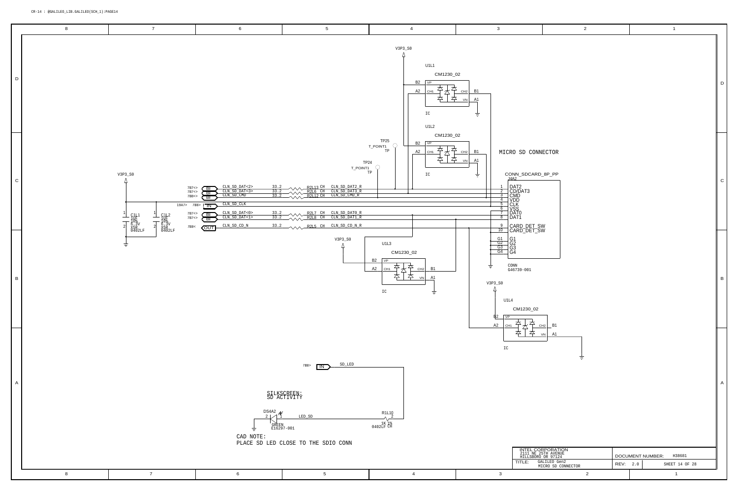# MICRO SD CONNECTOR

V3P3_S0

**U1L1** — CM1230_02 (IC)
- B2: VP — V3P3_S0
- A2: CH1
- B1: CH2
- A1: VN

**U1L2** — CM1230_02 (IC)
- B2: VP
- A2: CH1
- B1: CH2
- A1: VN

TP25 — T_POINT1 — TP

TP24 — T_POINT1 — TP

**J4A2** — CONN_SDCARD_8P_PP (CONN, G46739-001)

| Pin | Name |
|---|---|
| 1 | DAT2 |
| 2 | CD/DAT3 |
| 3 | CMD |
| 4 | VDD |
| 5 | CLK |
| 6 | VSS |
| 7 | DAT0 |
| 8 | DAT1 |
| 9 | CARD_DET_SW |
| 10 | CARD_DET_SW |
| G1 | G1 |
| G2 | G2 |
| G3 | G3 |
| G4 | G4 |

| Ref | Dir | Net | Resistor | Value | Net (R) |
|---|---|---|---|---|---|
| 7B7<> | BI | CLN_SD_DAT<2> | R2L13 CH | 33.2 | CLN_SD_DAT2_R |
| 7B7<> | BI | CLN_SD_DAT<3> | R2L6 CH | 33.2 | CLN_SD_DAT3_R |
| 7B8<> | BI | CLN_SD_CMD | R2L12 CH | 33.2 | CLN_SD_CMD_R |
| 19A7> 7B8> | IN | CLN_SD_CLK | | | |
| 7B7<> | BI | CLN_SD_DAT<0> | R2L7 CH | 33.2 | CLN_SD_DAT0_R |
| 7B7<> | BI | CLN_SD_DAT<1> | R2L8 CH | 33.2 | CLN_SD_DAT1_R |
| 7B8< | OUT | CLN_SD_CD_N | R2L5 CH | 33.2 | CLN_SD_CD_N_R |

V3P3_S0

C1L1: 1UF, 10%, 6.3V, X5R, 0402LF

C1L2: 1UF, 10%, 6.3V, X5R, 0402LF

**U1L3** — CM1230_02 (IC), VP: V3P3_S0
- B2: VP
- A2: CH1
- B1: CH2
- A1: VN

**U1L4** — CM1230_02 (IC), VP: V3P3_S0
- B2: VP
- A2: CH1
- B1: CH2
- A1: VN

7B8> IN — SD_LED

R1L10: 1K 1%, 0402LF CH

LED_SD

DS4A2: GREEN, E16297-001

SILKSCREEN:
SD ACTIVITY

CAD NOTE:
PLACE SD LED CLOSE TO THE SDIO CONN

| | |
|---|---|
| INTEL CORPORATION<br>2111 NE 25TH AVENUE<br>HILLSBORO OR 97124 | DOCUMENT NUMBER: H38681 |
| TITLE: GALILEO Gen2<br>MICRO SD CONNECTOR | REV: 2.0 — SHEET 14 OF 28 |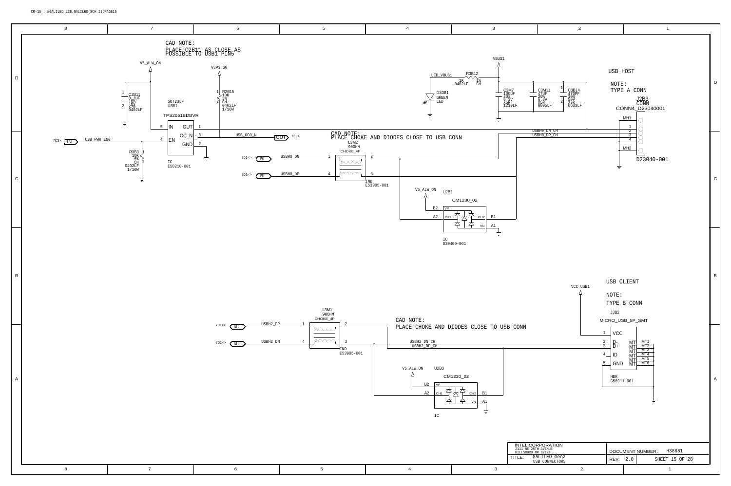CR-15 : @GALILEO_LIB.GALILEO(SCH_1):PAGE15

## USB HOST

NOTE:
TYPE A CONN

J2B3
CONN
CONN4_D23040001

D23040-001

CAD NOTE:
PLACE C2B11 AS CLOSE AS POSSIBLE TO U3B1 PIN5

V5_ALW_ON

V3P3_S0

C2B11
0.1UF
10%
16V
X7R
0402LF

SOT23LF
U3B1

TPS2051BDBVR

IN, OUT, OC_N, EN, GND

IC
E58210-001

R2B15
10K
5%
CH
0402LF
1/16W

R3B3
10K
5%
CH
0402LF
1/16W

7C3> IN USB_PWR_EN0

USB_OC0_N OUT 7C3<

LED_VBUS1

R3B12
1K 1%
0402LF CH

DS3B1
GREEN
LED

VBUS1

C2M7
100UF
20%
6.3V
X5R
1210LF

C3M11
47UF
20%
6.3V
X5R
0805LF

C3B14
470PF
10%
50V
X7R
0603LF

USBH0_DN_CH
USBH0_DP_CH

CAD NOTE:
PLACE CHOKE AND DIODES CLOSE TO USB CONN

L3M2
90OHM
CHOKE_4P

7D1<> BI USBH0_DN
7D1<> BI USBH0_DP

IND
E53905-001

V5_ALW_ON
U2B2
CM1230_02

IC
D30400-001

## USB CLIENT

NOTE:
TYPE B CONN

J3B2
MICRO_USB_5P_SMT

VCC_USB1

VCC, D-, D+, ID, GND

MT1, MT2, MT3, MT4, MT5, MT6

HDR
G58911-001

L3M1
90OHM
CHOKE_4P

7D1<> BI USBH2_DP
7D1<> BI USBH2_DN

IND
E53905-001

CAD NOTE:
PLACE CHOKE AND DIODES CLOSE TO USB CONN

USBH2_DN_CH
USBH2_DP_CH

V5_ALW_ON
U2B3
CM1230_02

IC

| INTEL CORPORATION 2111 NE 25TH AVENUE HILLSBORO OR 97124 | DOCUMENT NUMBER: H38681 |
|---|---|
| TITLE: GALILEO Gen2 USB CONNECTORS | REV: 2.0 SHEET 15 OF 28 |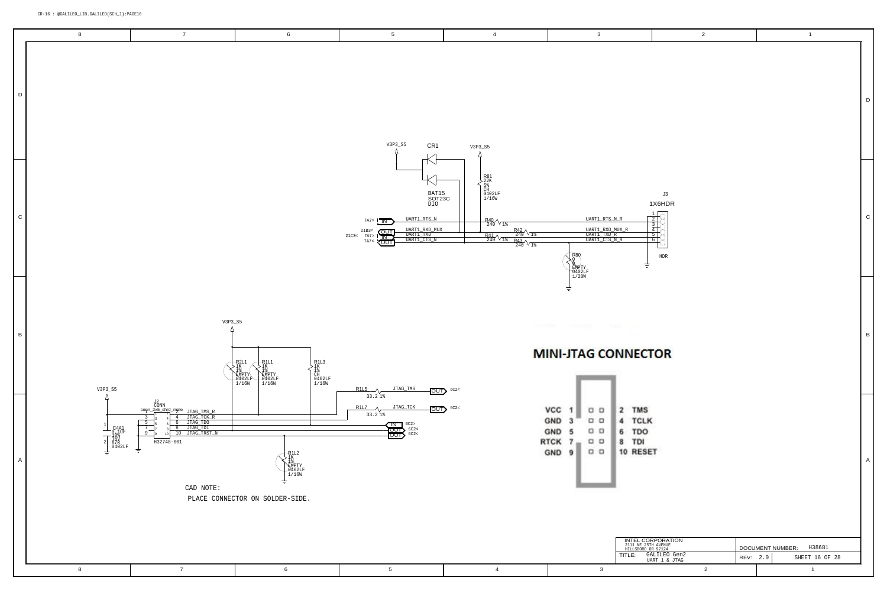CR-16 : @GALILEO_LIB.GALILEO(SCH_1):PAGE16

V3P3_S5

CR1

V3P3_S5

R81
22K
5%
CH
0402LF
1/16W

BAT15
SOT23C
DIO

J3

1X6HDR

7A7> IN UART1_RTS_N

21B3< OUT UART1_RXD_MUX

21C3< 7A7> IN UART1_TXD

7A7< OUT UART1_CTS_N

R40 240 1%

R42 240 1%

R41 240 1%

R43 240 1%

UART1_RTS_N_R

UART1_RXD_MUX_R

UART1_TXD_R

UART1_CTS_N_R

HDR

R80
0
EMPTY
0402LF
1/20W

V3P3_S5

R2L1
1K
1%
EMPTY
0402LF
1/16W

R1L1
1K
1%
EMPTY
0402LF
1/16W

R1L3
1K
1%
CH
0402LF
1/16W

## MINI-JTAG CONNECTOR

| | | | |
|---|---|---|---|
| VCC | 1 | 2 | TMS |
| GND | 3 | 4 | TCLK |
| GND | 5 | 6 | TDO |
| RTCK | 7 | 8 | TDI |
| GND | 9 | 10 | RESET |

V3P3_S5

J2
CONN
conn_2x5_shrd_male

C4A1
0.1UF
10%
16V
X7R
0402LF

H32748-001

JTAG_TMS_R

JTAG_TCK_R

JTAG_TDO

JTAG_TDI

JTAG_TRST_N

R1L5 33.2 1% JTAG_TMS OUT 6C2<

R1L7 33.2 1% JTAG_TCK OUT 6C2<

IN 6C2>

OUT 6C2<

OUT 6C2<

R1L2
1K
1%
EMPTY
0402LF
1/16W

CAD NOTE:

PLACE CONNECTOR ON SOLDER-SIDE.

INTEL CORPORATION
2111 NE 25TH AVENUE
HILLSBORO OR 97124

TITLE: GALILEO Gen2
UART 1 & JTAG

DOCUMENT NUMBER: H38681

REV: 2.0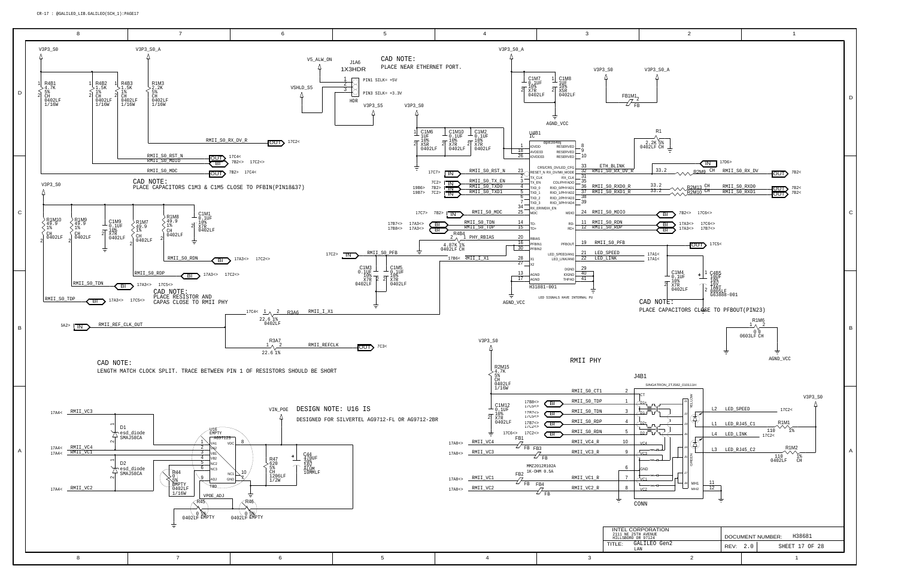CR-17 : @GALILEO_LIB.GALILEO(SCH_1):PAGE17

CAD NOTE:
PLACE NEAR ETHERNET PORT.

J1A6
1X3HDR

PIN1 SILK= +5V

PIN3 SILK= +3.3V

CAD NOTE:
PLACE CAPACITORS C1M3 & C1M5 CLOSE TO PFBIN(PIN18&37)

CAD NOTE:
PLACE RESISTOR AND
CAPAS CLOSE TO RMII PHY

CAD NOTE:
LENGTH MATCH CLOCK SPLIT. TRACE BETWEEN PIN 1 OF RESISTORS SHOULD BE SHORT

CAD NOTE:
PLACE CAPACITORS CLOSE TO PFBOUT(PIN23)

LED SIGNALS HAVE INTERNAL PU

RMII PHY

DESIGN NOTE: U16 IS
DESIGNED FOR SILVERTEL AG9712-FL OR AG9712-2BR

| U4B1 (IC, dp83848q / H31881-001) | | |
|---|---|---|
| Pin | Name | Net |
| 1 | IOVDD | V3P3_S0_A |
| 18 | AVDD33 | |
| 26 | IOVDD33 | |
| 8, 9, 10 | RESERVED | |
| 23 | RESET_N | RMII_S0_RST_N |
| 33 | CRS/CRS_DV/LED_CFG | ETH_BLINK |
| 2 | TX_CLK | |
| 32 | RX_DV/MII_MODE | RMII_S0_RX_DV_R |
| 31 | RX_CLK | |
| 3 | TX_EN | RMII_S0_TX_EN |
| 35 | COL/PHYAD0 | |
| 4 | TXD_0 | RMII_S0_TXD0 |
| 36 | RXD_0/PHYAD1 | RMII_S0_RXD0_R |
| 5 | TXD_1 | RMII_S0_TXD1 |
| 37 | RXD_1/PHYAD2 | RMII_S0_RXD1_R |
| 6, 7 | TXD_2, TXD_3 | |
| 38, 39 | RXD_2/PHYAD3, RXD_3/PHYAD4 | |
| 34 | RX_ER/MDIX_EN | |
| 25 | MDC | RMII_S0_MDC |
| 24 | MDIO | RMII_S0_MDIO |
| 14 | TD- | RMII_S0_TDN |
| 15 | TD+ | RMII_S0_TDP |
| 11 | RD- | RMII_S0_RDN |
| 12 | RD+ | RMII_S0_RDP |
| 20 | RBIAS | PHY_RBIAS |
| 16 | PFBIN1 | RMII_S0_PFB |
| 30 | PFBIN2 | |
| 19 | PFBOUT | RMII_S0_PFB |
| 21 | LED_SPEED/AN1 | LED_SPEED |
| 22 | LED_LINK/AN0 | LED_LINK |
| 28 | X1 | RMII_I_X1 |
| 27 | X2 | |
| 13, 17 | AGND | AGND_VCC |
| 29, 40, 41 | DGND, IOGND, THPAD | |

Components: R4B1 4.7K 5% CH 0402LF 1/16W; R4B2 1.5K 1% CH 0402LF 1/16W; R4B3 1.5K 1% CH 0402LF 1/16W; R1M3 2.2K 5% CH 0402LF 1/16W; C1M7 0.1UF 10% X7R 0402LF; C1M8 1UF 10% X5R 0402LF; C1M6 1UF 10% X5R 0402LF; C1M10 0.1UF 10% X7R 0402LF; C1M2 0.1UF 10% X7R 0402LF; FB1M1 FB; R1 2.2K 5% 0402LF CH; R2M9 33.2 CH; R2M13 33.2 CH; R2M10 33.2 CH; R1M10 49.9 1% CH 0402LF; R1M9 49.9 1% CH 0402LF; C1M9 0.1UF 10% X7R 0402LF; R1M7 49.9 1% CH 0402LF; R1M8 49.9 1% CH 0402LF; C1M1 0.1UF 10% X7R 0402LF; R4B4 4.07K 1% 0402LF CH; C1M3 0.1UF 10% X7R 0402LF; C1M5 0.1UF 10% X7R 0402LF; C1M4 0.1UF 10% X7R 0402LF; C4B5 10UF 20% 10V TANT 0805LF G63888-001; R1M6 0 0603LF CH; R3A6 22.6 1% 0402LF; R3A7 22.6 1%; R2M15 4.7K 5% CH 0402LF 1/16W; C1M12 0.1UF 10% X7R 0402LF; FB1, FB2, FB3, FB4 MMZ2012R102A 1K-OHM 0.5A; R1M1 110 1%; R1M2 110 1% 0402LF CH; D1, D2 esd_diode SMAJ58CA; U16 EMPTY AG9712S; R44 0 5% EMPTY 0402LF 1/16W; R45 0 5% 0402LF EMPTY; R46 0 5% 0402LF EMPTY; R47 620 5% CH 1206LF 1/2W; C44 470UF 20% 16V ALUM 10MMLF; J4B1 SINGATRON_2TJ582_010111H CONN.

INTEL CORPORATION
2111 NE 25TH AVENUE
HILLSBORO OR 97124

TITLE: GALILEO Gen2 LAN

DOCUMENT NUMBER: H38681

REV: 2.0

SHEET 17 OF 28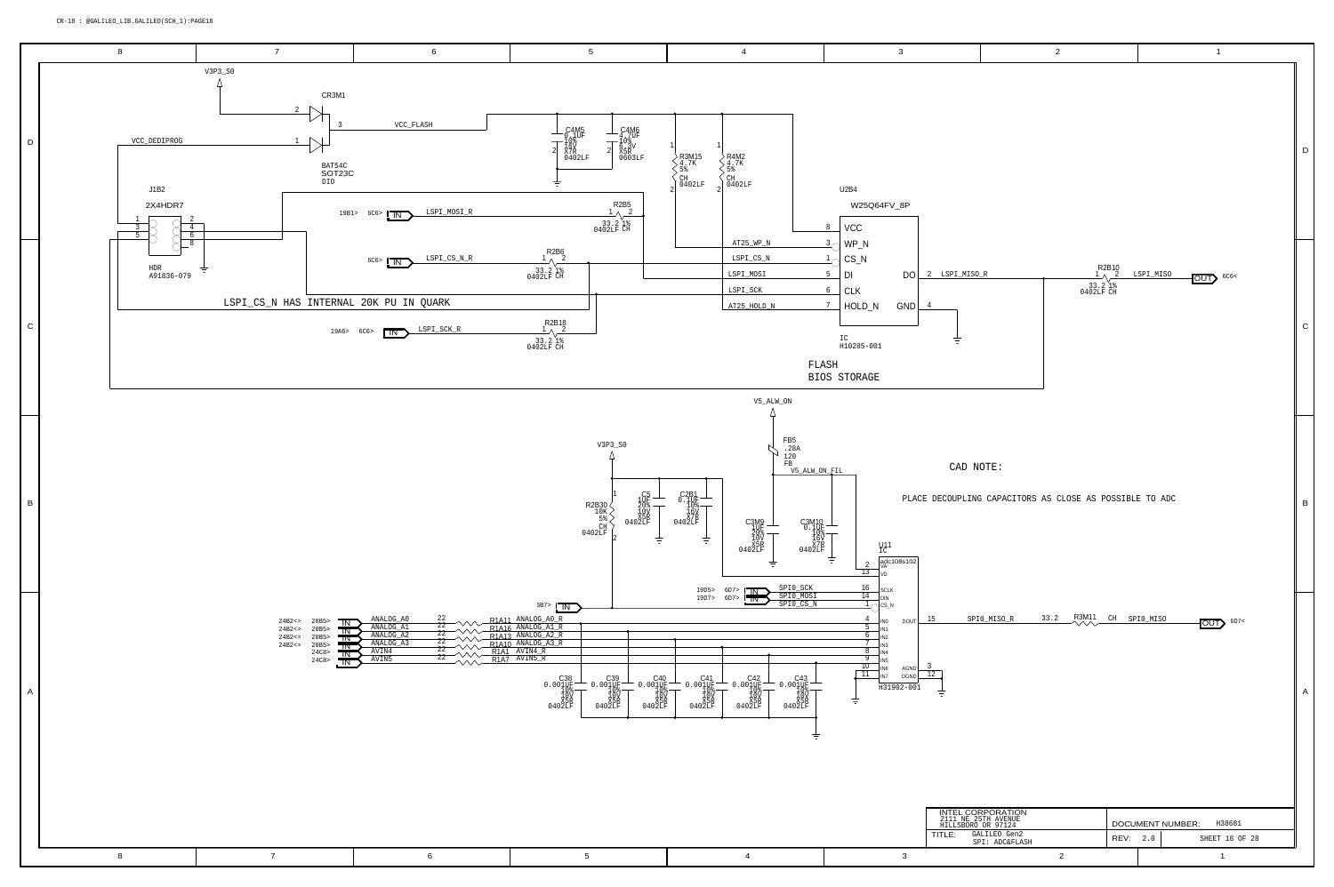CR-18 : @GALILEO_LIB.GALILEO(SCH_1):PAGE18

V3P3_S0

CR3M1

VCC_FLASH

VCC_DEDIPROG

BAT54C
SOT23C
DIO

C4M5
0.1UF
10%
16V
X7R
0402LF

C4M6
4.7UF
10%
6.3V
X5R
0603LF

R3M15
4.7K
5%
CH
0402LF

R4M2
4.7K
5%
CH
0402LF

J1B2

2X4HDR7

HDR
A91836-079

19B1> 6C6> IN LSPI_MOSI_R

R2B5
33.2 1%
0402LF CH

6C6> IN LSPI_CS_N_R

R2B6
33.2 1%
0402LF CH

LSPI_CS_N HAS INTERNAL 20K PU IN QUARK

19A6> 6C6> IN LSPI_SCK_R

R2B18
33.2 1%
0402LF CH

U2B4

W25Q64FV_8P

| Pin | Signal | Pin name |
|---|---|---|
| 8 | | VCC |
| 3 | AT25_WP_N | WP_N |
| 1 | LSPI_CS_N | CS_N |
| 5 | LSPI_MOSI | DI |
| 6 | LSPI_SCK | CLK |
| 7 | AT25_HOLD_N | HOLD_N |
| 2 | LSPI_MISO_R | DO |
| 4 | | GND |

IC
H10285-001

R2B10
33.2 1%
0402LF CH

LSPI_MISO OUT 6C6<

FLASH
BIOS STORAGE

V5_ALW_ON

FB5
.20A
120
FB

V5_ALW_ON_FIL

CAD NOTE:

PLACE DECOUPLING CAPACITORS AS CLOSE AS POSSIBLE TO ADC

V3P3_S0

R2B30
10K
5%
CH
0402LF

C5
1UF
20%
10V
X5R
0402LF

C2B1
0.1UF
10%
16V
X7R
0402LF

C3M9
1UF
20%
10V
X5R
0402LF

C3M10
0.1UF
10%
16V
X7R
0402LF

U11
IC
adc108s102

| Pin | Signal | Pin name |
|---|---|---|
| 2 | V5_ALW_ON_FIL | VA |
| 13 | | VD |
| 16 | SPI0_SCK | SCLK |
| 14 | SPI0_MOSI | DIN |
| 1 | SPI0_CS_N | CS_N |
| 4 | ANALOG_A0_R | IN0 |
| 5 | ANALOG_A1_R | IN1 |
| 6 | ANALOG_A2_R | IN2 |
| 7 | ANALOG_A3_R | IN3 |
| 8 | AVIN4_R | IN4 |
| 9 | AVIN5_R | IN5 |
| 10 | | IN6 |
| 11 | | IN7 |
| 15 | SPI0_MISO_R | DOUT |
| 3 | | AGND |
| 12 | | DGND |

H31902-001

19D5> 6D7> IN SPI0_SCK
19D7> 6D7> IN SPI0_MOSI
5B7> IN SPI0_CS_N

R3M11 33.2 CH SPI0_MISO OUT 6D7<

| Ref | Signal | Resistor | Value | Output |
|---|---|---|---|---|
| 24B2<> 20B5> IN | ANALOG_A0 | R1A11 | 22 | ANALOG_A0_R |
| 24B2<> 20B5> IN | ANALOG_A1 | R1A16 | 22 | ANALOG_A1_R |
| 24B2<> 20B5> IN | ANALOG_A2 | R1A13 | 22 | ANALOG_A2_R |
| 24B2<> 20B5> IN | ANALOG_A3 | R1A10 | 22 | ANALOG_A3_R |
| 24C8> IN | AVIN4 | R1A1 | 22 | AVIN4_R |
| 24C8> IN | AVIN5 | R1A7 | 22 | AVIN5_R |

C38, C39, C40, C41, C42, C43: 0.001UF 10% 50V X5R 0402LF

INTEL CORPORATION
2111 NE 25TH AVENUE
HILLSBORO OR 97124

TITLE: GALILEO Gen2
SPI: ADC&FLASH

DOCUMENT NUMBER: H38681

REV: 2.0

SHEET 18 OF 28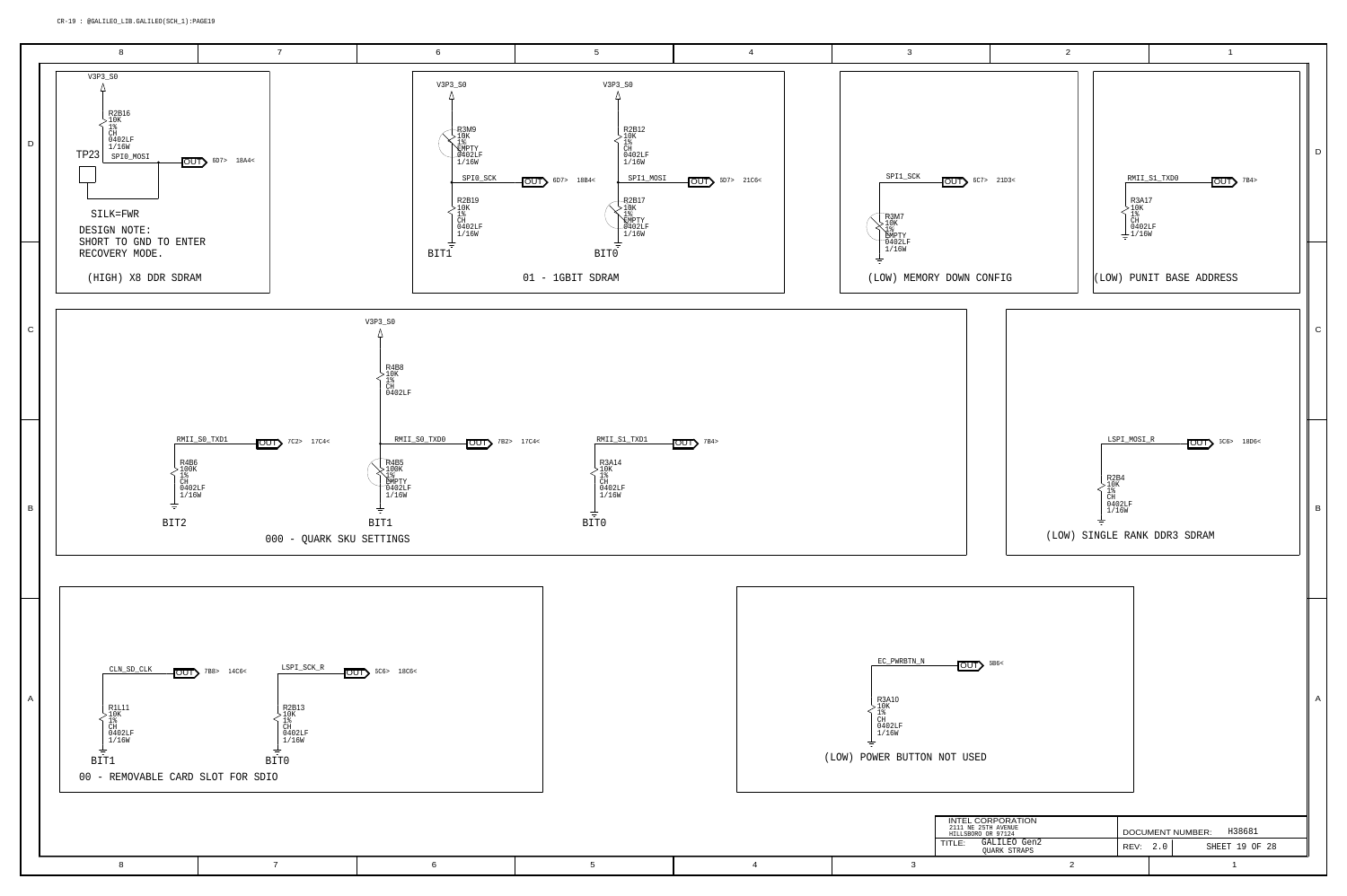CR-19 : @GALILEO_LIB.GALILEO(SCH_1):PAGE19

## (HIGH) X8 DDR SDRAM

V3P3_S0

R2B16 10K 1% CH 0402LF 1/16W

TP23 — SPI0_MOSI — OUT 6D7> 18A4<

SILK=FWR

DESIGN NOTE:
SHORT TO GND TO ENTER
RECOVERY MODE.

## 01 - 1GBIT SDRAM

V3P3_S0 — R3M9 10K 1% EMPTY 0402LF 1/16W
SPI0_SCK — OUT 6D7> 18B4<
R2B19 10K 1% CH 0402LF 1/16W — BIT1

V3P3_S0 — R2B12 10K 1% CH 0402LF 1/16W
SPI1_MOSI — OUT 6D7> 21C6<
R2B17 10K 1% EMPTY 0402LF 1/16W — BIT0

## (LOW) MEMORY DOWN CONFIG

SPI1_SCK — OUT 6C7> 21D3<
R3M7 10K 1% EMPTY 0402LF 1/16W

## (LOW) PUNIT BASE ADDRESS

RMII_S1_TXD0 — OUT 7B4>
R3A17 10K 1% CH 0402LF 1/16W

## 000 - QUARK SKU SETTINGS

V3P3_S0 — R4B8 10K 1% CH 0402LF

RMII_S0_TXD1 — OUT 7C2> 17C4<
R4B6 100K 1% CH 0402LF 1/16W — BIT2

RMII_S0_TXD0 — OUT 7B2> 17C4<
R4B5 100K 1% EMPTY 0402LF 1/16W — BIT1

RMII_S1_TXD1 — OUT 7B4>
R3A14 10K 1% CH 0402LF 1/16W — BIT0

## (LOW) SINGLE RANK DDR3 SDRAM

LSPI_MOSI_R — OUT 5C6> 18D6<
R2B4 10K 1% CH 0402LF 1/16W

## 00 - REMOVABLE CARD SLOT FOR SDIO

CLN_SD_CLK — OUT 7B8> 14C6<
R1L11 10K 1% CH 0402LF 1/16W — BIT1

LSPI_SCK_R — OUT 5C6> 18C6<
R2B13 10K 1% CH 0402LF 1/16W — BIT0

## (LOW) POWER BUTTON NOT USED

EC_PWRBTN_N — OUT 5B6<
R3A10 10K 1% CH 0402LF 1/16W

| INTEL CORPORATION 2111 NE 25TH AVENUE HILLSBORO OR 97124 | DOCUMENT NUMBER: H38681 |
|---|---|
| TITLE: GALILEO Gen2 QUARK STRAPS | REV: 2.0 — SHEET 19 OF 28 |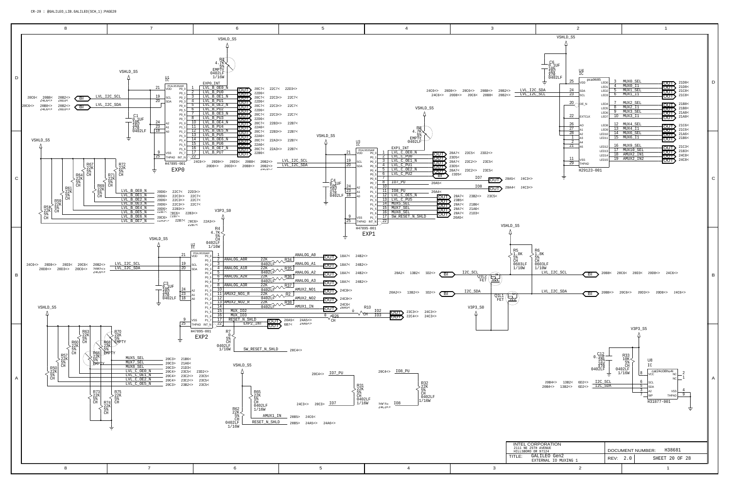CR-20 : @GALILEO_LIB.GALILEO(SCH_1):PAGE20

## EXP0

U1 IC PCAL9535AHF — H47895-001

| Pin | Name | Net |
|---|---|---|
| 21 | VDD | VSHLD_S5 |
| 19 | SCL | LVL_I2C_SCL |
| 20 | SDA | LVL_I2C_SDA |
| 24 | A2 | |
| 23 | A1 | |
| 18 | A0 | |
| 9 | VSS | |
| 25 | THPAD | |
| 22 | INT_N | EXP0_INT |
| 1 | P0_0 | LVL_B_OE0_N |
| 2 | P0_1 | LVL_B_PU0 |
| 3 | P0_2 | LVL_B_OE1_N |
| 4 | P0_3 | LVL_B_PU1 |
| 5 | P0_4 | LVL_B_OE2_N |
| 6 | P0_5 | LVL_B_PU2 |
| 7 | P0_6 | LVL_B_OE3_N |
| 8 | P0_7 | LVL_B_PU3 |
| 10 | P1_0 | LVL_B_OE4_N |
| 11 | P1_1 | LVL_B_PU4 |
| 12 | P1_2 | LVL_B_OE5_N |
| 13 | P1_3 | LVL_B_PU5 |
| 14 | P1_4 | LVL_B_OE6_N |
| 15 | P1_5 | LVL_B_PU6 |
| 16 | P1_6 | LVL_B_OE7_N |
| 17 | P1_7 | LVL_B_PU7 |

R3 4.7K 5% EMPTY 0402LF 1/16W; C1 0.1UF 10% 16V X7R 0402LF

Pull-ups (VSHLD_S5): R67, R72, R64, R71, R61, R69, R59, R53 — 22K 5% CH on LVL_B_OE0_N … LVL_B_OE7_N

## EXP1

U3 IC PCAL9535AHF — H47895-001

| Pin | Name | Net |
|---|---|---|
| 21 | VDD | VSHLD_S5 |
| 19 | SCL | LVL_I2C_SCL |
| 20 | SDA | LVL_I2C_SDA |
| 24 | A2 | |
| 23 | A1 | |
| 18 | A0 | |
| 9 | VSS | |
| 25 | THPAD | |
| 22 | INT_N | EXP1_INT |
| 1 | P0_0 | LVL_C_OE0_N |
| 2 | P0_1 | LVL_C_PU0 |
| 3 | P0_2 | LVL_C_OE1_N |
| 4 | P0_3 | LVL_C_PU1 |
| 5 | P0_4 | LVL_C_OE2_N |
| 6 | P0_5 | LVL_C_PU2 |
| 7 | P0_6 | IO7 |
| 8 | P0_7 | IO7_PU |
| 10 | P1_0 | IO8 |
| 11 | P1_1 | IO8_PU |
| 12 | P1_2 | LVL_C_OE5_N |
| 13 | P1_3 | LVL_C_PU5 |
| 14 | P1_4 | MUX5_SEL |
| 15 | P1_5 | MUX7_SEL |
| 16 | P1_6 | MUX8_SEL |
| 17 | P1_7 | SW_RESET_N_SHLD |

R8 4.7K 5% EMPTY 0402LF; C4 0.1UF 10% 16V X7R 0402LF

## EXP2

U2 IC PCAL9535AHF — H47895-001

| Pin | Name | Net |
|---|---|---|
| 21 | VDD | VSHLD_S5 |
| 19 | SCL | LVL_I2C_SCL |
| 20 | SDA | LVL_I2C_SDA |
| 24/23/18 | A2/A1/A0 | |
| 9 | VSS | |
| 25 | THPAD | |
| 22 | INT_N | EXP2_INT |
| 1 | P0_0 | |
| 2 | P0_1 | ANALOG_A0R (R34 22K) → ANALOG_A0 |
| 3 | P0_2 | |
| 4 | P0_3 | ANALOG_A1R (R35 22K) → ANALOG_A1 |
| 5 | P0_4 | |
| 6 | P0_5 | ANALOG_A2R (R36 22K) → ANALOG_A2 |
| 7 | P0_6 | |
| 8 | P0_7 | ANALOG_A3R (R37 22K) → ANALOG_A3 |
| 10 | P1_0 | AMUX2_NO1 |
| 11 | P1_1 | AMUX2_NO1_R (R2 22K) → AMUX2_NO2 |
| 12 | P1_2 | |
| 13 | P1_3 | AMUX2_NO2_R (R38 22K) → AMUX1_IN |
| 14 | P1_4 | |
| 15 | P1_5 | MUX_IO2 (R10 0 CH) → IO2 |
| 16 | P1_6 | MUX_IO3 (R26 0 CH) → IO3 |
| 17 | P1_7 | RESET_N_SHLD |

R4 4.7K 5% CH 0402LF 1/16W (V3P3_S0); C3 0.1UF 10% 16V X7R 0402LF; R7 0 5% CH 0402LF 1/16W — SW_RESET_N_SHLD

Pull-ups (VSHLD_S5): R63, R70 (EMPTY), R60, R68 (EMPTY), R57, R66 (EMPTY), R50, R73, R75, R74 — 22K 5% on MUX5_SEL, MUX7_SEL, MUX8_SEL, LVL_C_OE0_N, LVL_C_OE1_N, LVL_C_OE2_N, LVL_C_OE5_N

R65 22K 5% CH 0402LF 1/16W — AMUX1_IN; R62 22K 5% CH 0402LF 1/16W — RESET_N_SHLD

R31 22K 5% CH 0402LF 1/16W — IO7_PU / IO7; R32 22K 5% CH 0402LF 1/16W — IO8_PU / IO8

## U4 pca9685 — H29123-001

| Pin | Name | Net |
|---|---|---|
| 25 | VDD | VSHLD_S5 |
| 24 | SDA | LVL_I2C_SDA |
| 23 | SCL | LVL_I2C_SCL |
| 20 | OE_N | |
| 22 | EXTCLK | |
| 26, 27, 28, 1, 2, 21 | A0–A5 | |
| 11 | VSS | |
| 29 | THPAD | |
| 3 | LED0 | MUX0_SEL |
| 4 | LED1 | MUX0_I1 |
| 5 | LED2 | MUX1_SEL |
| 6 | LED3 | MUX1_I1 |
| 7 | LED4 | MUX2_SEL |
| 8 | LED5 | MUX2_I1 |
| 9 | LED6 | MUX3_SEL |
| 10 | LED7 | MUX3_I1 |
| 12 | LED8 | MUX4_SEL |
| 13 | LED9 | MUX4_I1 |
| 14 | LED10 | MUX6_SEL |
| 15 | LED11 | MUX6_I1 |
| 16 | LED12 | MUX9_SEL |
| 17 | LED13 | MUX10_SEL |
| 18 | LED14 | AMUX2_IN1 |
| 19 | LED15 | AMUX2_IN2 |

C6 0.1UF 10% 16V X7R 0402LF

## I2C Level Shift

Q1L2 FET, Q1L1 FET: I2C_SCL ↔ LVL_I2C_SCL, I2C_SDA ↔ LVL_I2C_SDA (V3P3_S0 gate)

R5 1.8K 5% CH 0603LF 1/10W; R6 1.8K 5% CH 0603LF 1/10W (VSHLD_S5)

## U8 cat24c08hu4i — H31877-001

| Pin | Name | Net |
|---|---|---|
| 8 | VCC | V3P3_S5 |
| 6 | SCL | I2C_SCL |
| 5 | SDA | I2C_SDA |
| 3 | A2 | |
| 7 | WP | |
| 2, 1 | NC | |
| 4 | VSS | |
| 9 | THPAD | |

C12 0.1UF 10% 16V X7R 0402LF; R33 10K 5% CH 0402LF 1/16W

INTEL CORPORATION, 2111 NE 25TH AVENUE, HILLSBORO OR 97124

TITLE: GALILEO Gen2 — EXTERNAL IO MUXING 1

DOCUMENT NUMBER: H38681 — REV: 2.0 — SHEET 20 OF 28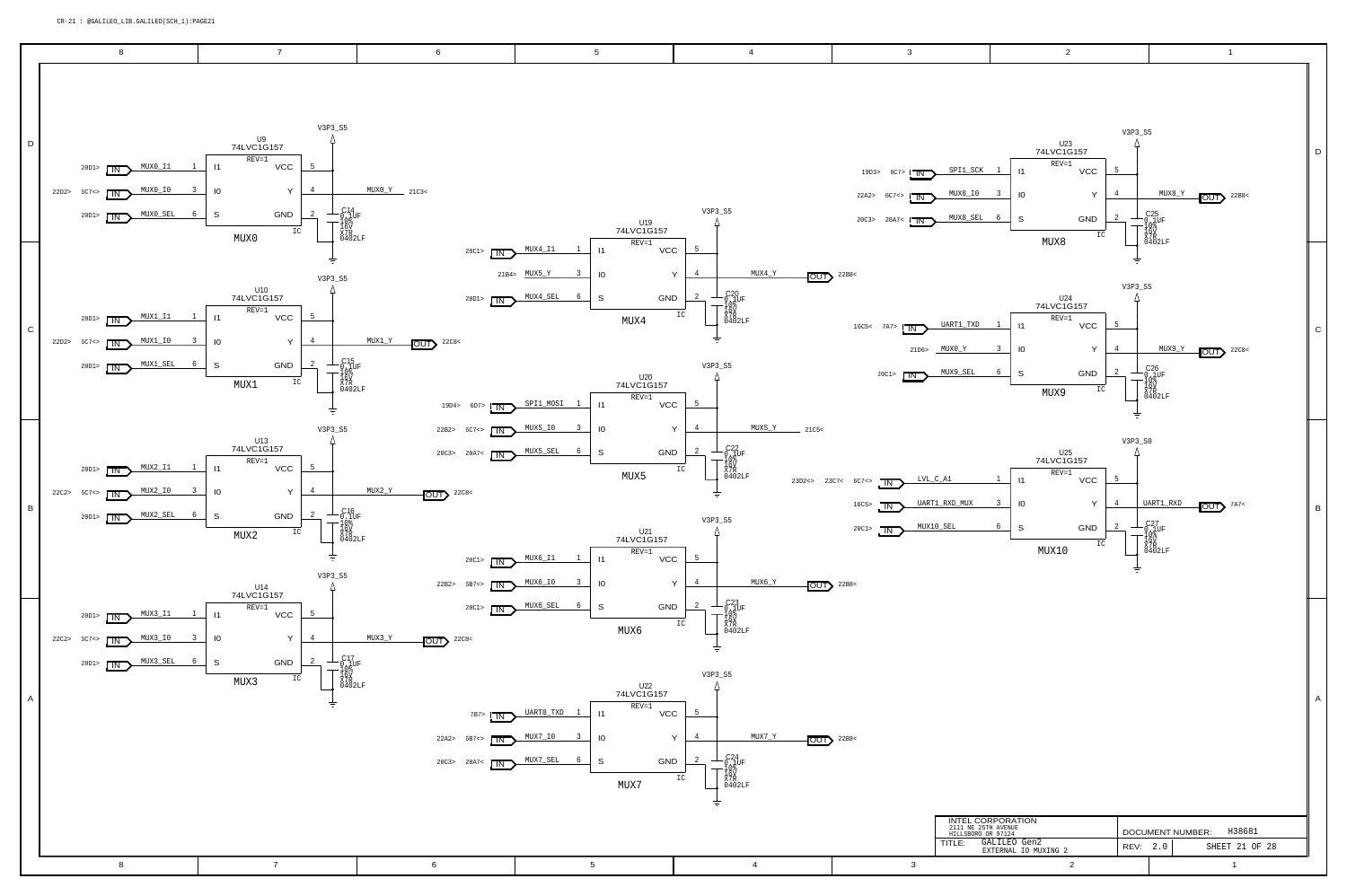CR-21 : @GALILEO_LIB.GALILEO(SCH_1):PAGE21

## MUX0 — U9 74LVC1G157 (REV=1)

| Pin | Name | Net | Reference |
|---|---|---|---|
| 1 | I1 | MUX0_I1 (IN) | 20D1> |
| 3 | I0 | MUX0_I0 (IN) | 22D2> 5C7<> |
| 6 | S | MUX0_SEL (IN) | 20D1> |
| 5 | VCC | V3P3_S5 | |
| 4 | Y | MUX0_Y | 21C3< |
| 2 | GND | | |

C14: 0.1UF 10% 16V X7R 0402LF

## MUX1 — U10 74LVC1G157 (REV=1)

| Pin | Name | Net | Reference |
|---|---|---|---|
| 1 | I1 | MUX1_I1 (IN) | 20D1> |
| 3 | I0 | MUX1_I0 (IN) | 22D2> 5C7<> |
| 6 | S | MUX1_SEL (IN) | 20D1> |
| 5 | VCC | V3P3_S5 | |
| 4 | Y | MUX1_Y (OUT) | 22C8< |
| 2 | GND | | |

C15: 0.1UF 10% 16V X7R 0402LF

## MUX2 — U13 74LVC1G157 (REV=1)

| Pin | Name | Net | Reference |
|---|---|---|---|
| 1 | I1 | MUX2_I1 (IN) | 20D1> |
| 3 | I0 | MUX2_I0 (IN) | 22C2> 5C7<> |
| 6 | S | MUX2_SEL (IN) | 20D1> |
| 5 | VCC | V3P3_S5 | |
| 4 | Y | MUX2_Y (OUT) | 22C8< |
| 2 | GND | | |

C16: 0.1UF 10% 16V X7R 0402LF

## MUX3 — U14 74LVC1G157 (REV=1)

| Pin | Name | Net | Reference |
|---|---|---|---|
| 1 | I1 | MUX3_I1 (IN) | 20D1> |
| 3 | I0 | MUX3_I0 (IN) | 22C2> 5C7<> |
| 6 | S | MUX3_SEL (IN) | 20D1> |
| 5 | VCC | V3P3_S5 | |
| 4 | Y | MUX3_Y (OUT) | 22C8< |
| 2 | GND | | |

C17: 0.1UF 10% 16V X7R 0402LF

## MUX4 — U19 74LVC1G157 (REV=1)

| Pin | Name | Net | Reference |
|---|---|---|---|
| 1 | I1 | MUX4_I1 (IN) | 20C1> |
| 3 | I0 | MUX5_Y | 21B4> |
| 6 | S | MUX4_SEL (IN) | 20D1> |
| 5 | VCC | V3P3_S5 | |
| 4 | Y | MUX4_Y (OUT) | 22B8< |
| 2 | GND | | |

C20: 0.1UF 10% 16V X7R 0402LF

## MUX5 — U20 74LVC1G157 (REV=1)

| Pin | Name | Net | Reference |
|---|---|---|---|
| 1 | I1 | SPI1_MOSI (IN) | 19D4> 6D7> |
| 3 | I0 | MUX5_I0 (IN) | 22B2> 5C7<> |
| 6 | S | MUX5_SEL (IN) | 20C3> 20A7< |
| 5 | VCC | V3P3_S5 | |
| 4 | Y | MUX5_Y | 21C5< |
| 2 | GND | | |

C22: 0.1UF 10% 16V X7R 0402LF

## MUX6 — U21 74LVC1G157 (REV=1)

| Pin | Name | Net | Reference |
|---|---|---|---|
| 1 | I1 | MUX6_I1 (IN) | 20C1> |
| 3 | I0 | MUX6_I0 (IN) | 22B2> 5B7<> |
| 6 | S | MUX6_SEL (IN) | 20C1> |
| 5 | VCC | V3P3_S5 | |
| 4 | Y | MUX6_Y (OUT) | 22B8< |
| 2 | GND | | |

C23: 0.1UF 10% 16V X7R 0402LF

## MUX7 — U22 74LVC1G157 (REV=1)

| Pin | Name | Net | Reference |
|---|---|---|---|
| 1 | I1 | UART0_TXD (IN) | 7B7> |
| 3 | I0 | MUX7_I0 (IN) | 22A2> 5B7<> |
| 6 | S | MUX7_SEL (IN) | 20C3> 20A7< |
| 5 | VCC | V3P3_S5 | |
| 4 | Y | MUX7_Y (OUT) | 22B8< |
| 2 | GND | | |

C24: 0.1UF 10% 16V X7R 0402LF

## MUX8 — U23 74LVC1G157 (REV=1)

| Pin | Name | Net | Reference |
|---|---|---|---|
| 1 | I1 | SPI1_SCK (IN) | 19D3> 6C7> |
| 3 | I0 | MUX8_I0 (IN) | 22A2> 6C7<> |
| 6 | S | MUX8_SEL (IN) | 20C3> 20A7< |
| 5 | VCC | V3P3_S5 | |
| 4 | Y | MUX8_Y (OUT) | 22B8< |
| 2 | GND | | |

C25: 0.1UF 10% 16V X7R 0402LF

## MUX9 — U24 74LVC1G157 (REV=1)

| Pin | Name | Net | Reference |
|---|---|---|---|
| 1 | I1 | UART1_TXD (IN) | 16C5< 7A7> |
| 3 | I0 | MUX0_Y | 21D6> |
| 6 | S | MUX9_SEL (IN) | 20C1> |
| 5 | VCC | V3P3_S5 | |
| 4 | Y | MUX9_Y (OUT) | 22C8< |
| 2 | GND | | |

C26: 0.1UF 10% 16V X7R 0402LF

## MUX10 — U25 74LVC1G157 (REV=1)

| Pin | Name | Net | Reference |
|---|---|---|---|
| 1 | I1 | LVL_C_A1 (IN) | 23D2<> 23C7< 6C7<> |
| 3 | I0 | UART1_RXD_MUX (IN) | 16C5> |
| 6 | S | MUX10_SEL (IN) | 20C1> |
| 5 | VCC | V3P3_S0 | |
| 4 | Y | UART1_RXD (OUT) | 7A7< |
| 2 | GND | | |

C27: 0.1UF 10% 16V X7R 0402LF

---

INTEL CORPORATION
2111 NE 25TH AVENUE
HILLSBORO OR 97124

TITLE: GALILEO Gen2 — EXTERNAL IO MUXING 2

DOCUMENT NUMBER: H38681

REV: 2.0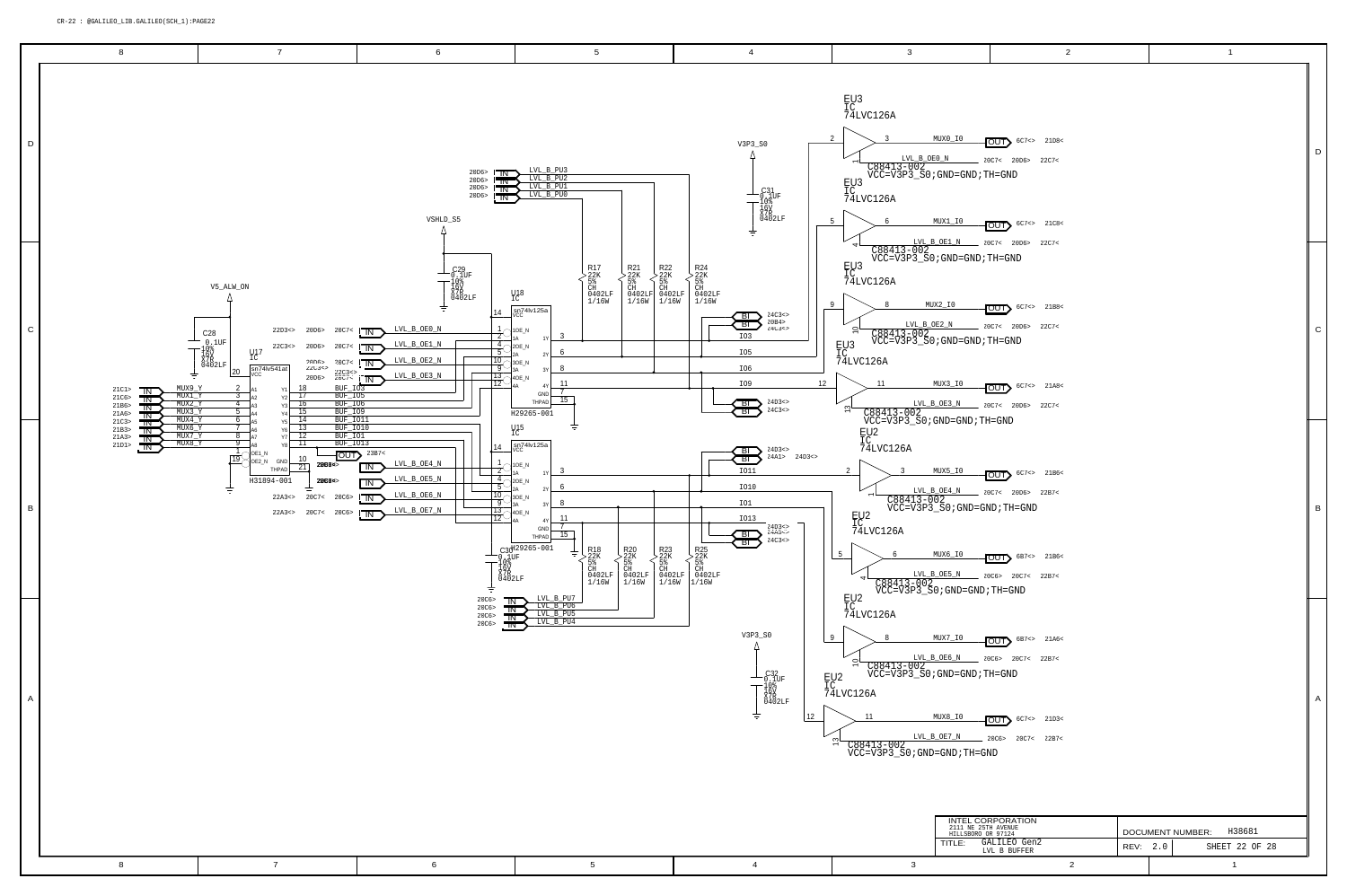CR-22 : @GALILEO_LIB.GALILEO(SCH_1):PAGE22

**U18** IC sn74lv125a — H29265-001

**U15** IC sn74lv125a — H29265-001

**U17** IC sn74lv541at — H31894-001

| Input | Signal | U17 Pin | Output Pin | Signal |
|---|---|---|---|---|
| 21C1> | MUX9_Y | 2 (A1) | 18 (Y1) | BUF_IO3 |
| 21C6> | MUX1_Y | 3 (A2) | 17 (Y2) | BUF_IO5 |
| 21B6> | MUX2_Y | 4 (A3) | 16 (Y3) | BUF_IO6 |
| 21A6> | MUX3_Y | 5 (A4) | 15 (Y4) | BUF_IO9 |
| 21C3> | MUX4_Y | 6 (A5) | 14 (Y5) | BUF_IO11 |
| 21B3> | MUX6_Y | 7 (A6) | 13 (Y6) | BUF_IO10 |
| 21A3> | MUX7_Y | 8 (A7) | 12 (Y7) | BUF_IO1 |
| 21D1> | MUX8_Y | 9 (A8) | 11 (Y8) | BUF_IO13 |

C28 0.1UF 10% 16V X7R 0402LF (V5_ALW_ON)

C29 0.1UF 10% 16V X7R 0402LF (VSHLD_S5)

C30 0.1UF 10% 16V X7R 0402LF

C31 0.1UF 10% 16V X7R 0402LF (V3P3_S0)

C32 0.1UF 10% 16V X7R 0402LF (V3P3_S0)

R17, R21, R22, R24, R18, R20, R23, R25: 22K 5% CH 0402LF 1/16W

Pull-ups: LVL_B_PU0 – LVL_B_PU7

Output enables: LVL_B_OE0_N – LVL_B_OE7_N

Signals: IO3, IO5, IO6, IO9, IO11, IO10, IO1, IO13

| Device | Output | Enable |
|---|---|---|
| EU3 IC 74LVC126A | MUX0_IO (6C7<> 21D8<) | LVL_B_OE0_N |
| EU3 IC 74LVC126A | MUX1_IO (6C7<> 21C8<) | LVL_B_OE1_N |
| EU3 IC 74LVC126A | MUX2_IO (6C7<> 21B8<) | LVL_B_OE2_N |
| EU3 IC 74LVC126A | MUX3_IO (6C7<> 21A8<) | LVL_B_OE3_N |
| EU2 IC 74LVC126A | MUX5_IO (6C7<> 21B6<) | LVL_B_OE4_N |
| EU2 IC 74LVC126A | MUX6_IO (6B7<> 21B6<) | LVL_B_OE5_N |
| EU2 IC 74LVC126A | MUX7_IO (6B7<> 21A6<) | LVL_B_OE6_N |
| EU2 IC 74LVC126A | MUX8_IO (6C7<> 21D3<) | LVL_B_OE7_N |

C88413-002 VCC=V3P3_S0;GND=GND;TH=GND

INTEL CORPORATION
2111 NE 25TH AVENUE
HILLSBORO OR 97124

TITLE: GALILEO Gen2 — LVL B BUFFER

DOCUMENT NUMBER: H38681 — REV: 2.0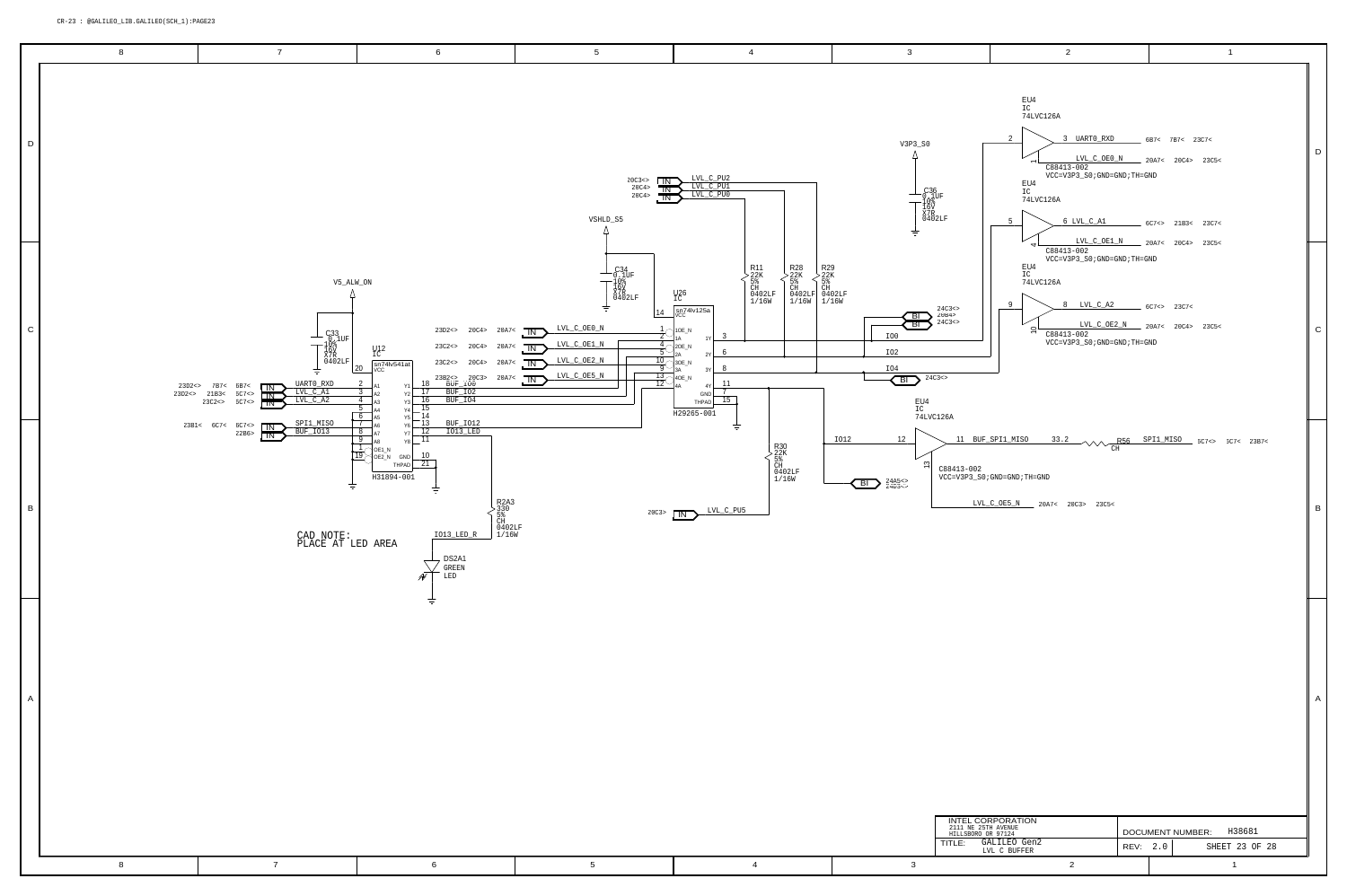CR-23 : @GALILEO_LIB.GALILEO(SCH_1):PAGE23

## U12 — IC sn74lv541at (H31894-001)

- V5_ALW_ON — VCC (pin 20)
- C33: 0.1UF, 10%, 16V, X7R, 0402LF

| Net | Pin | Pin | Net |
|---|---|---|---|
| UART0_RXD (23D2<> 7B7< 6B7<) | A1 (2) | Y1 (18) | BUF_IO0 |
| LVL_C_A1 (23D2<> 21B3< 5C7<>) | A2 (3) | Y2 (17) | BUF_IO2 |
| LVL_C_A2 (23C2<> 5C7<>) | A3 (4) | Y3 (16) | BUF_IO4 |
| | A4 (5) | Y4 (15) | |
| | A5 (6) | Y5 (14) | |
| SPI1_MISO (23B1< 6C7< 6C7<>) | A6 (7) | Y6 (13) | BUF_IO12 |
| BUF_IO13 (22B6>) | A7 (8) | Y7 (12) | IO13_LED |
| | A8 (9) | Y8 (11) | |
| | OE1_N (1) | GND (10) | |
| | OE2_N (19) | THPAD (21) | |

- R2A3: 330, 5%, CH, 0402LF, 1/16W — IO13_LED_R
- DS2A1: GREEN LED

CAD NOTE:
PLACE AT LED AREA

## U26 — IC sn74lv125a (H29265-001)

- VSHLD_S5 — VCC (pin 14)
- C34: 0.1UF, 10%, 16V, X7R, 0402LF

| Net | Pin | Pin | Net |
|---|---|---|---|
| LVL_C_OE0_N (23D2<> 20C4> 20A7<) | 1OE_N (1) | 1Y (3) | IO0 |
| BUF_IO0 | 1A (2) | | |
| LVL_C_OE1_N (23C2<> 20C4> 20A7<) | 2OE_N (4) | 2Y (6) | IO2 |
| BUF_IO2 | 2A (5) | | |
| LVL_C_OE2_N (23C2<> 20C4> 20A7<) | 3OE_N (10) | 3Y (8) | IO4 |
| BUF_IO4 | 3A (9) | | |
| LVL_C_OE5_N (23B2<> 20C3> 20A7<) | 4OE_N (13) | 4Y (11) | |
| BUF_IO12 | 4A (12) | GND (7) | |
| | | THPAD (15) | |

- LVL_C_PU2 (20C3<>), LVL_C_PU1 (20C4>), LVL_C_PU0 (20C4>)
- R11: 22K, 5%, CH, 0402LF, 1/16W
- R28: 22K, 5%, CH, 0402LF, 1/16W
- R29: 22K, 5%, CH, 0402LF, 1/16W
- R30: 22K, 5%, CH, 0402LF, 1/16W — LVL_C_PU5 (20C3>)
- IO0, IO2 — BI 24C3<> 20B4> 24C3<>
- IO4 — BI 24C3<>
- IO12 — BI 24A5<> 24B3<>

## EU4 — IC 74LVC126A (C88413-002)

- V3P3_S0
- C36: 0.1UF, 10%, 16V, X7R, 0402LF

| Input Pin | Output Pin | Output Net | OE Pin | OE Net | Note |
|---|---|---|---|---|---|
| 2 | 3 | UART0_RXD (6B7< 7B7< 23C7<) | 1 | LVL_C_OE0_N (20A7< 20C4> 23C5<) | VCC=V3P3_S0;GND=GND;TH=GND |
| 5 | 6 | LVL_C_A1 (6C7<> 21B3< 23C7<) | 4 | LVL_C_OE1_N (20A7< 20C4> 23C5<) | VCC=V3P3_S0;GND=GND;TH=GND |
| 9 | 8 | LVL_C_A2 (6C7<> 23C7<) | 10 | LVL_C_OE2_N (20A7< 20C4> 23C5<) | VCC=V3P3_S0;GND=GND;TH=GND |
| 12 (IO12) | 11 | BUF_SPI1_MISO | 13 | LVL_C_OE5_N (20A7< 20C3> 23C5<) | VCC=V3P3_S0;GND=GND;TH=GND |

- R56: 33.2, CH — SPI1_MISO (5C7<> 3C7< 23B7<)

| | |
|---|---|
| INTEL CORPORATION, 2111 NE 25TH AVENUE, HILLSBORO OR 97124 | DOCUMENT NUMBER: H38681 |
| TITLE: GALILEO Gen2 — LVL C BUFFER | REV: 2.0 — SHEET 23 OF 28 |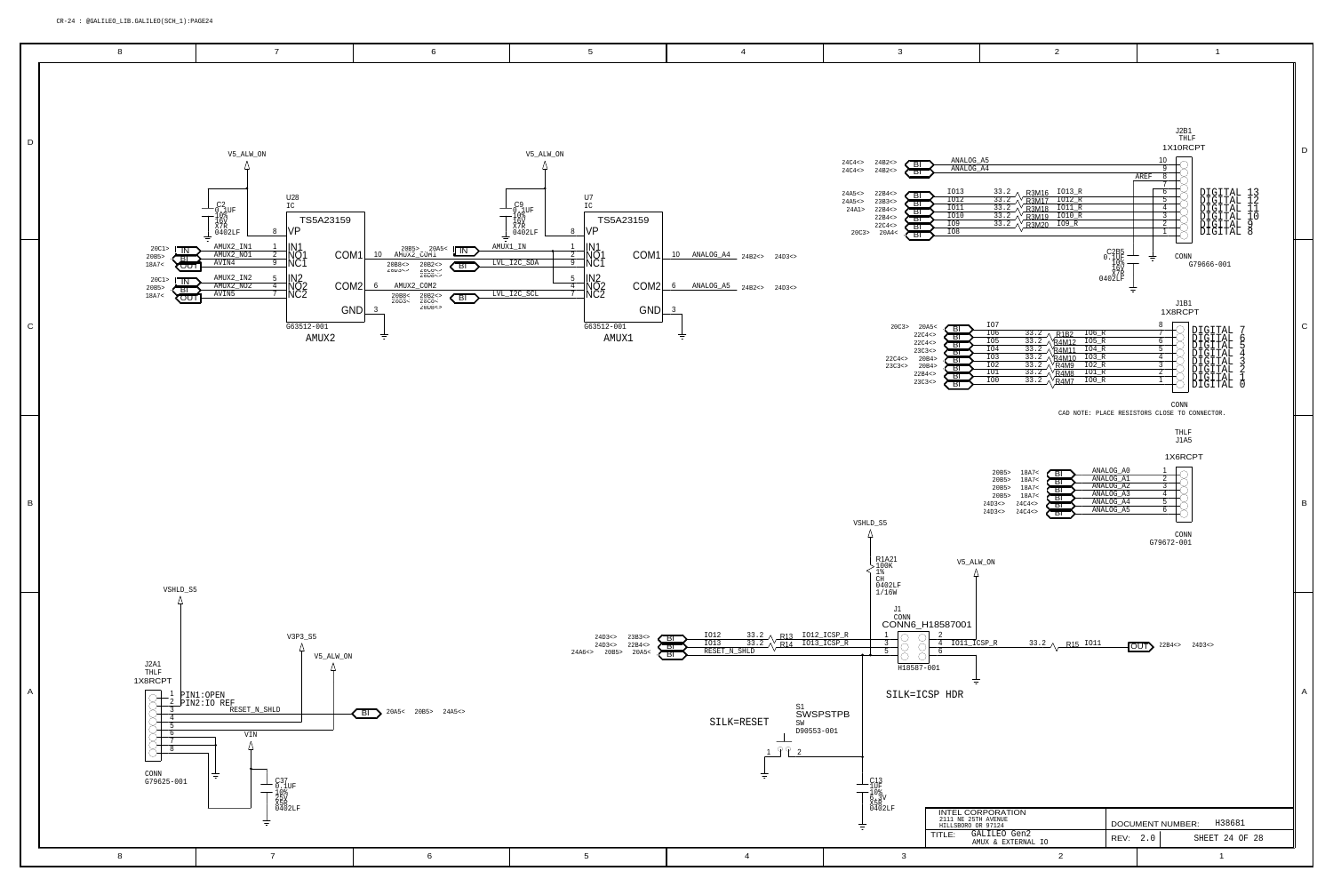CR-24 : @GALILEO_LIB.GALILEO(SCH_1):PAGE24

## AMUX2 (U28)

U28 IC TS5A23159, G63512-001

- V5_ALW_ON → VP (pin 8); C2 0.1UF 10% 16V X7R 0402LF
- 20C1> IN AMUX2_IN1 → IN1 (1)
- 20B5> BI AMUX2_NO1 → NO1 (2)
- 18A7< OUT AVIN4 → NC1 (9)
- 20C1> IN AMUX2_IN2 → IN2 (5)
- 20B5> BI AMUX2_NO2 → NO2 (4)
- 18A7< OUT AVIN5 → NC2 (7)
- COM1 (10) → AMUX2_COM1
- COM2 (6) → AMUX2_COM2
- GND (3)

## AMUX1 (U7)

U7 IC TS5A23159, G63512-001

- V5_ALW_ON → VP (pin 8); C9 0.1UF 10% 16V X7R 0402LF
- IN AMUX1_IN → IN1 (1)
- AMUX2_COM1 → NO1 (2)
- BI LVL_I2C_SDA → NC1 (9)
- IN2 (5)
- AMUX2_COM2 → NO2 (4)
- BI LVL_I2C_SCL → NC2 (7)
- COM1 (10) → ANALOG_A4 24B2<> 24D3<>
- COM2 (6) → ANALOG_A5 24B2<> 24D3<>
- GND (3)

## J2B1 THLF 1X10RCPT (CONN G79666-001)

| Signal | Resistor | Net | Pin | Label |
|---|---|---|---|---|
| ANALOG_A5 | | | 10 | |
| ANALOG_A4 | | | 9 | |
| AREF | | | 8 | |
| | | | 7 | |
| IO13 | 33.2 R3M16 | IO13_R | 6 | DIGITAL 13 |
| IO12 | 33.2 R3M17 | IO12_R | 5 | DIGITAL 12 |
| IO11 | 33.2 R3M18 | IO11_R | 4 | DIGITAL 11 |
| IO10 | 33.2 R3M19 | IO10_R | 3 | DIGITAL 10 |
| IO9 | 33.2 R3M20 | IO9_R | 2 | DIGITAL 9 |
| IO8 | | | 1 | DIGITAL 8 |

C2B5 0.1UF 10% 16V X7R 0402LF

## J1B1 1X8RCPT (CONN)

| Signal | Resistor | Net | Pin | Label |
|---|---|---|---|---|
| IO7 | | | 8 | DIGITAL 7 |
| IO6 | 33.2 R1B2 | IO6_R | 7 | DIGITAL 6 |
| IO5 | 33.2 R4M12 | IO5_R | 6 | DIGITAL 5 |
| IO4 | 33.2 R4M11 | IO4_R | 5 | DIGITAL 4 |
| IO3 | 33.2 R4M10 | IO3_R | 4 | DIGITAL 3 |
| IO2 | 33.2 R4M9 | IO2_R | 3 | DIGITAL 2 |
| IO1 | 33.2 R4M8 | IO1_R | 2 | DIGITAL 1 |
| IO0 | 33.2 R4M7 | IO0_R | 1 | DIGITAL 0 |

CAD NOTE: PLACE RESISTORS CLOSE TO CONNECTOR.

## J1A5 THLF 1X6RCPT (CONN G79672-001)

| Signal | Pin |
|---|---|
| ANALOG_A0 | 1 |
| ANALOG_A1 | 2 |
| ANALOG_A2 | 3 |
| ANALOG_A3 | 4 |
| ANALOG_A4 | 5 |
| ANALOG_A5 | 6 |

## J1 CONN6_H18587001 (H18587-001) — SILK=ICSP HDR

- VSHLD_S5 → R1A21 100K 1% CH 0402LF 1/16W
- IO12 33.2 R13 → IO12_ICSP_R → pin 1
- IO13 33.2 R14 → IO13_ICSP_R → pin 3
- RESET_N_SHLD → pin 5
- V5_ALW_ON → pin 2
- pin 4 IO11_ICSP_R → 33.2 R15 → IO11 OUT 22B4<> 24D3<>
- pin 6 → GND

S1 SWSPSTPB SW D90553-001 — SILK=RESET

C13 1UF 10% 6.3V X5R 0402LF

## J2A1 THLF 1X8RCPT (CONN G79625-001)

- PIN1:OPEN
- PIN2:IO REF (VSHLD_S5)
- 3 RESET_N_SHLD → BI 20A5< 20B5> 24A5<>
- 4 V3P3_S5
- 5 V5_ALW_ON
- 6, 7 GND
- 8 VIN; C37 0.1UF 10% 25V X5R 0402LF

INTEL CORPORATION
2111 NE 25TH AVENUE
HILLSBORO OR 97124

TITLE: GALILEO Gen2 — AMUX & EXTERNAL IO

DOCUMENT NUMBER: H38681 | REV: 2.0 | SHEET 24 OF 28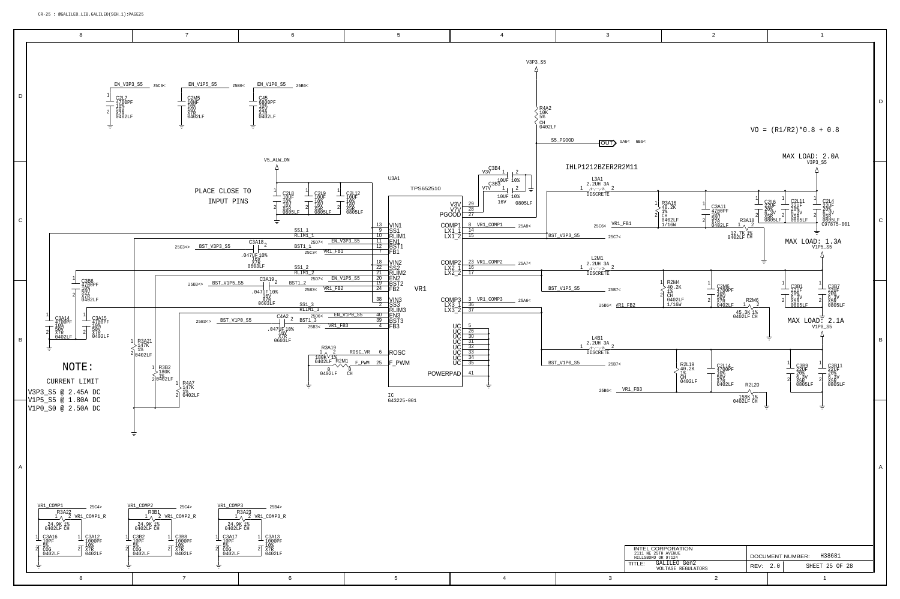CR-25 : @GALILEO_LIB.GALILEO(SCH_1):PAGE25

## VOLTAGE REGULATORS

$$VO = (R1/R2)*0.8 + 0.8$$

**U3A1** — TPS652510 (VR1), IC G43225-001

PLACE CLOSE TO INPUT PINS

IHLP1212BZER2R2M11

### NOTE:

CURRENT LIMIT

- V3P3_S5 @ 2.45A DC
- V1P5_S5 @ 1.80A DC
- V1P0_S0 @ 2.50A DC

### Outputs

| Rail | Inductor | Feedback Resistors | Output Capacitors | Max Load |
|---|---|---|---|---|
| V3P3_S5 | L3A1 2.2UH 3A DISCRETE | R3A16 40.2K 1% CH 0402LF 1/16W; R3A18 12.7K 1% 0402LF CH | C3A11 4700PF 10% 50V X7R 0402LF; C2L6 22UF 20% 6.3V X5R 0805LF; C2L11 22UF 20% 6.3V X5R 0805LF; C2L4 22UF 20% 6.3V X5R 0805LF C97675-001 | MAX LOAD: 2.0A |
| V1P5_S5 | L2M1 2.2UH 3A DISCRETE | R2M4 40.2K 1% CH 0402LF 1/16W; R2M6 45.3K 1% 0402LF CH | C2M6 4700PF 10% 50V X7R 0402LF; C3B1 22UF 20% 6.3V X5R 0805LF; C3B7 22UF 20% 6.3V X5R 0805LF | MAX LOAD: 1.3A |
| V1P0_S5 | L4B1 2.2UH 3A DISCRETE | R2L19 40.2K 1% CH 0402LF; R2L20 150K 1% 0402LF CH | C2L14 4700PF 10% 50V X7R 0402LF; C3B9 22UF 20% 6.3V X5R 0805LF; C3B11 22UF 20% 6.3V X5R 0805LF | MAX LOAD: 2.1A |

### U3A1 Pin Connections

| Pin | Name | Net / Connection |
|---|---|---|
| 13 | VIN1 | V5_ALW_ON |
| 9 | SS1 | SS1_1 |
| 10 | RLIM1 | RLIM1_1 |
| 11 | EN1 | EN_V3P3_S5 (25D7<) |
| 12 | BST1 | BST1_1 |
| 7 | FB1 | VR1_FB1 (25C3<) |
| 18 | VIN2 | V5_ALW_ON |
| 22 | SS2 | SS1_2 |
| 21 | RLIM2 | RLIM1_2 |
| 20 | EN2 | EN_V1P5_S5 (25D7<) |
| 19 | BST2 | BST1_2 |
| 24 | FB2 | VR1_FB2 (25B3<) |
| 38 | VIN3 | V5_ALW_ON |
| 2 | SS3 | SS1_3 |
| 1 | RLIM3 | RLIM1_3 |
| 40 | EN3 | EN_V1P0_S5 (25D6<) |
| 39 | BST3 | BST1_3 |
| 4 | FB3 | VR1_FB3 (25B3<) |
| 6 | ROSC | ROSC_VR — R3A19 180K 1% 0402LF |
| 25 | F_PWM | F_PWM — R2M1 0 0402LF CH |
| 29 | V3V | C3B4 10UF 10% |
| 28 | V7V | C3B3 10UF 10% 16V 0805LF |
| 27 | PGOOD | S5_PGOOD (OUT 5A6< 6B6<), R4A2 10K 5% CH 0402LF to V3P3_S5 |
| 8 | COMP1 | VR1_COMP1 (25A8<) |
| 14, 15 | LX1_1, LX1_2 | L3A1 |
| 23 | COMP2 | VR1_COMP2 (25A7<) |
| 16, 17 | LX2_1, LX2_2 | L2M1 |
| 3 | COMP3 | VR1_COMP3 (25A6<) |
| 36, 37 | LX3_1, LX3_2 | L4B1 |
| 5, 26, 30, 31, 32, 33, 34, 35 | UC | — |
| 41 | POWERPAD | GND |

### Other Components

- Enable caps: C2L7 4700PF 10% 50V X7R 0402LF (EN_V3P3_S5, 25C6<); C2M5 10NF 10% 16V X7R 0402LF (EN_V1P5_S5, 25B6<); C45 6800PF 10% 25V X7R 0402LF (EN_V1P0_S5, 25B6<)
- Input caps: C2L8, C2L9, C2L12 10UF 10% 16V X5R 0805LF
- Bootstrap caps: C3A18 .047UF 10% 16V X7R 0603LF (BST_V3P3_S5, 25C3<>); C3A19 .047UF 10% 16V X7R 0603LF (BST_V1P5_S5, 25B3<>); C4A2 .047UF 10% 16V X7R 0603LF (BST_V1P0_S5, 25B3<>)
- Soft-start caps: C3B6 4700PF 10% 50V X7R 0402LF; C3A14 4700PF 10% 50V X7R 0402LF; C3A15 4700PF 10% 50V X7R 0402LF
- Current limit resistors: R3A21 147K 1% 0402LF; R3B2 180K 1% 0402LF; R4A7 147K 1% 0402LF
- Compensation:
  - VR1_COMP1 (25C4>): R3A22 24.9K 1% 0402LF CH (VR1_COMP1_R); C3A16 10PF 5% COG 0402LF; C3A12 1000PF 10% X7R 0402LF
  - VR1_COMP2 (25C4>): R3B1 24.9K 1% 0402LF CH (VR1_COMP2_R); C3B2 10PF 5% COG 0402LF; C3B8 1000PF 10% X7R 0402LF
  - VR1_COMP3 (25B4>): R3A23 24.9K 1% 0402LF CH (VR1_COMP3_R); C3A17 10PF 5% COG 0402LF; C3A13 1000PF 10% X7R 0402LF

INTEL CORPORATION, 2111 NE 25TH AVENUE, HILLSBORO OR 97124

TITLE: GALILEO Gen2 — VOLTAGE REGULATORS

DOCUMENT NUMBER: H38681 | REV: 2.0 | SHEET 25 OF 28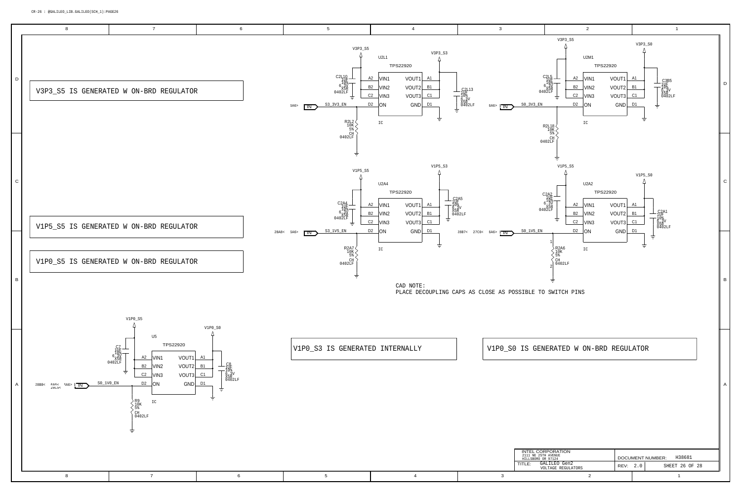CR-26 : @GALILEO_LIB.GALILEO(SCH_1):PAGE26

V3P3_S5 IS GENERATED W ON-BRD REGULATOR

V1P5_S5 IS GENERATED W ON-BRD REGULATOR

V1P0_S5 IS GENERATED W ON-BRD REGULATOR

V1P0_S3 IS GENERATED INTERNALLY

V1P0_S0 IS GENERATED W ON-BRD REGULATOR

U2L1 TPS22920

- V3P3_S5 → VIN1 (A2), VIN2 (B2), VIN3 (C2); C2L10 1UF 10% 6.3V X5R 0402LF
- VOUT1 (A1), VOUT2 (B1), VOUT3 (C1) → V3P3_S3; C2L13 1UF 10% 6.3V X5R 0402LF
- ON (D2) ← S3_3V3_EN (5A6> IN); R2L2 10K 5% CH 0402LF
- GND (D1)

U2M1 TPS22920

- V3P3_S5 → VIN1 (A2), VIN2 (B2), VIN3 (C2); C2L5 1UF 10% 6.3V X5R 0402LF
- VOUT1 (A1), VOUT2 (B1), VOUT3 (C1) → V3P3_S0; C3B5 1UF 10% 6.3V X5R 0402LF
- ON (D2) ← S0_3V3_EN (6A6> IN); R2L18 10K 5% CH 0402LF
- GND (D1)

U2A4 TPS22920

- V1P5_S5 → VIN1 (A2), VIN2 (B2), VIN3 (C2); C2A4 1UF 10% 6.3V X5R 0402LF
- VOUT1 (A1), VOUT2 (B1), VOUT3 (C1) → V1P5_S3; C2A5 1UF 10% 6.3V X5R 0402LF
- ON (D2) ← S3_1V5_EN (28A8< 5A6> IN); R2A7 10K 5% CH 0402LF
- GND (D1)

U2A2 TPS22920

- V1P5_S5 → VIN1 (A2), VIN2 (B2), VIN3 (C2); C2A2 1UF 10% 6.3V X5R 0402LF
- VOUT1 (A1), VOUT2 (B1), VOUT3 (C1) → V1P5_S0; C2A1 1UF 10% 6.3V X5R 0402LF
- ON (D2) ← S0_1V5_EN (28B7< 27C6< 6A6> IN); R2A6 10K 5% CH 0402LF
- GND (D1)

CAD NOTE:
PLACE DECOUPLING CAPS AS CLOSE AS POSSIBLE TO SWITCH PINS

U5 TPS22920

- V1P0_S5 → VIN1 (A2), VIN2 (B2), VIN3 (C2); C7 1UF 10% 6.3V X5R 0402LF
- VOUT1 (A1), VOUT2 (B1), VOUT3 (C1) → V1P0_S0; C8 1UF 10% 6.3V X5R 0402LF
- ON (D2) ← S0_1V0_EN (28B8< 6A6< 28C5< 5A6> IN); R9 10K 5% CH 0402LF
- GND (D1)

INTEL CORPORATION
2111 NE 25TH AVENUE
HILLSBORO OR 97124

TITLE: GALILEO Gen2 VOLTAGE REGULATORS

DOCUMENT NUMBER: H38681

REV: 2.0

SHEET 26 OF 28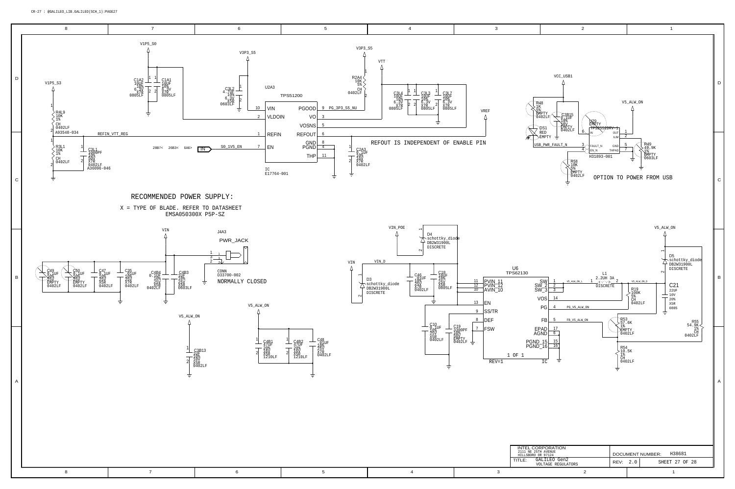CR-27 : @GALILEO_LIB.GALILEO(SCH_1):PAGE27

U2A3 TPS51200

| Pin | Name | Name | Pin |
|---|---|---|---|
| 10 | VIN | PGOOD | 9 |
| 2 | VLDOIN | VO | 3 |
| | | VOSNS | 5 |
| 1 | REFIN | REFOUT | 6 |
| | | GND | 8 |
| 7 | EN | PGND | 4 |
| | | THP | 11 |

IC E17764-001

Nets: V1P5_S0, V1P5_S3, V3P3_S5, VTT, VREF, REFIN_VTT_REG, S0_1V5_EN, PG_3P3_S5_NU

R4L9 10K 1% CH 0402LF A93548-034
R3L1 10K 1% CH 0402LF
C3L1 1000PF 10% 50V X7R 0402LF A36096-046
C1A2 10UF 10% 6.3V X7R 0805LF
C1A1 10UF 10% 6.3V X7R 0805LF
C3L2 4.7UF 10% 6.3V X5R 0603LF
R2A4 10K 5% CH 0402LF
C3L4 10UF 10% 6.3V X7R 0805LF
C3L3 10UF 10% 6.3V X7R 0805LF
C3L7 10UF 10% 6.3V X7R 0805LF
C2A3 0.1UF 10% 16V X7R 0402LF

28B7< 26B3< 6A6> IN

REFOUT IS INDEPENDENT OF ENABLE PIN

VCC_USB1, V5_ALW_ON, USB_PWR_FAULT_N

R48 1K 5% EMPTY 0402LF
DS1 RED EMPTY
C3B15 0.1UF 10% 16V EMPTY 0402LF
U29 EMPTY TPS2552DRV-1 (IN, OUT 1, ILIM 2, FAULT_N 3, EN_N 4, GND 5, THPAD 7, 6)
H31893-001
R49 49.9K 1% EMPTY 0603LF
R58 10K 5% EMPTY 0402LF

OPTION TO POWER FROM USB

RECOMMENDED POWER SUPPLY:

X = TYPE OF BLADE. REFER TO DATASHEET EMSA050300X P5P-SZ

VIN
J4A3 PWR_JACK
CONN D33700-002
NORMALLY CLOSED

C49 0.1UF 10% 25V EMPTY 0402LF
C50 0.1UF 10% 25V EMPTY 0402LF
C47 0.1UF 10% 25V X5R 0402LF
C35 .01UF 10% 25V X7R 0402LF
C4B4 0.1UF 10% 25V X5R 0402LF
C4B3 1UF 10% 25V X5R 0603LF

V5_ALW_ON
C3B13 1UF 10% 10V X5R 0402LF
C4B1 47UF 20% 25V X5R 1210LF
C4B2 47UF 20% 25V X5R 1210LF
C48 .01UF 10% 25V X7R 0402LF

VIN_POE
D4 schottky_diode DB2W31900L DISCRETE
D3 schottky_diode DB2W31900L DISCRETE
VIN, VIN_D
C46 .01UF 10% 25V X7R 0402LF
C18 10UF 10% 25V X5R 0805LF
C10 0.1UF 10% 25V X5R 0402LF
C19 3300PF 10% 50V EMPTY 0402LF

U6 TPS62130

| Pin | Name | Name | Pin |
|---|---|---|---|
| 11 | PVIN_11 | SW | 1 |
| 12 | PVIN_12 | SW_2 | 2 |
| 10 | AVIN_10 | SW_3 | 3 |
| | | VOS | 14 |
| 13 | EN | PG | 4 |
| 9 | SS/TR | | |
| 8 | DEF | FB | 5 |
| 7 | FSW | EPAD | 17 |
| | | AGND | 6 |
| | | PGND_15 | 15 |
| | | PGND_16 | 16 |

1 OF 1, REV=1, IC

V5_ALW_ON_L, V5_ALW_ON_D, PG_V5_ALW_ON, FB_V5_ALW_ON
L1 2.2UH 3A DISCRETE
D5 schottky_diode DB2W31900L DISCRETE
C21 22UF 10V 20% X5R 0805
R19 100K 5% CH 0402LF
R53 57.6K 1% EMPTY 0402LF
R55 54.9K 1% CH 0402LF
R54 10.5K 1% CH 0402LF

INTEL CORPORATION
2111 NE 25TH AVENUE
HILLSBORO OR 97124
TITLE: GALILEO Gen2 VOLTAGE REGULATORS
DOCUMENT NUMBER: H38681
REV: 2.0
SHEET 27 OF 28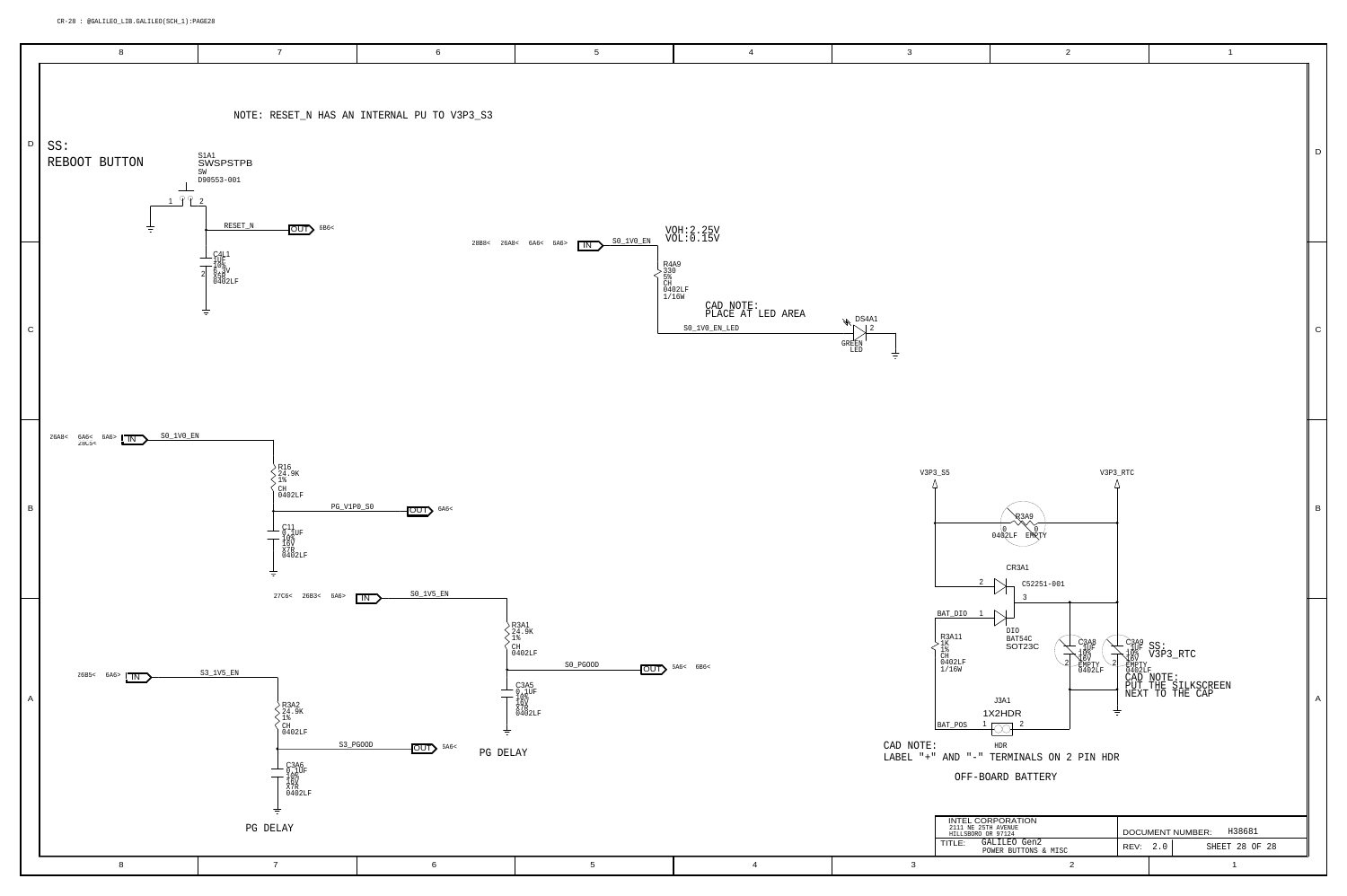NOTE: RESET_N HAS AN INTERNAL PU TO V3P3_S3

SS:
REBOOT BUTTON

S1A1
SWSPSTPB
SW
D90553-001

1 2

RESET_N OUT 6B6<

C4L1
1UF
10%
6.3V
X5R
0402LF

28B8< 26A8< 6A6< 6A6> IN S0_1V0_EN

VOH:2.25V
VOL:0.15V

R4A9
330
5%
CH
0402LF
1/16W

CAD NOTE:
PLACE AT LED AREA

DS4A1
GREEN
LED

S0_1V0_EN_LED

26A8< 6A6< 6A6> IN S0_1V0_EN
28C5<

R16
24.9K
1%
CH
0402LF

PG_V1P0_S0 OUT 6A6<

C11
0.1UF
10%
16V
X7R
0402LF

27C6< 26B3< 6A6> IN S0_1V5_EN

R3A1
24.9K
1%
CH
0402LF

S0_PGOOD OUT 6A6< 6B6<

C3A5
0.1UF
10%
16V
X7R
0402LF

PG DELAY

26B5< 6A6> IN S3_1V5_EN

R3A2
24.9K
1%
CH
0402LF

S3_PGOOD OUT 6A6<

C3A6
0.1UF
10%
16V
X7R
0402LF

PG DELAY

V3P3_S5 V3P3_RTC

R3A9
0
0402LF EMPTY

CR3A1
C52251-001

BAT_DIO

DIO
BAT54C
SOT23C

R3A11
1K
1%
CH
0402LF
1/16W

C3A8
1UF
10%
16V
EMPTY
0402LF

C3A9
1UF
10%
16V
EMPTY
0402LF

SS: V3P3_RTC
CAD NOTE:
PUT THE SILKSCREEN
NEXT TO THE CAP

J3A1
1X2HDR
BAT_POS
HDR

CAD NOTE:
LABEL "+" AND "-" TERMINALS ON 2 PIN HDR

OFF-BOARD BATTERY

INTEL CORPORATION
2111 NE 25TH AVENUE
HILLSBORO OR 97124

TITLE: GALILEO Gen2
POWER BUTTONS & MISC

DOCUMENT NUMBER: H38681
REV: 2.0